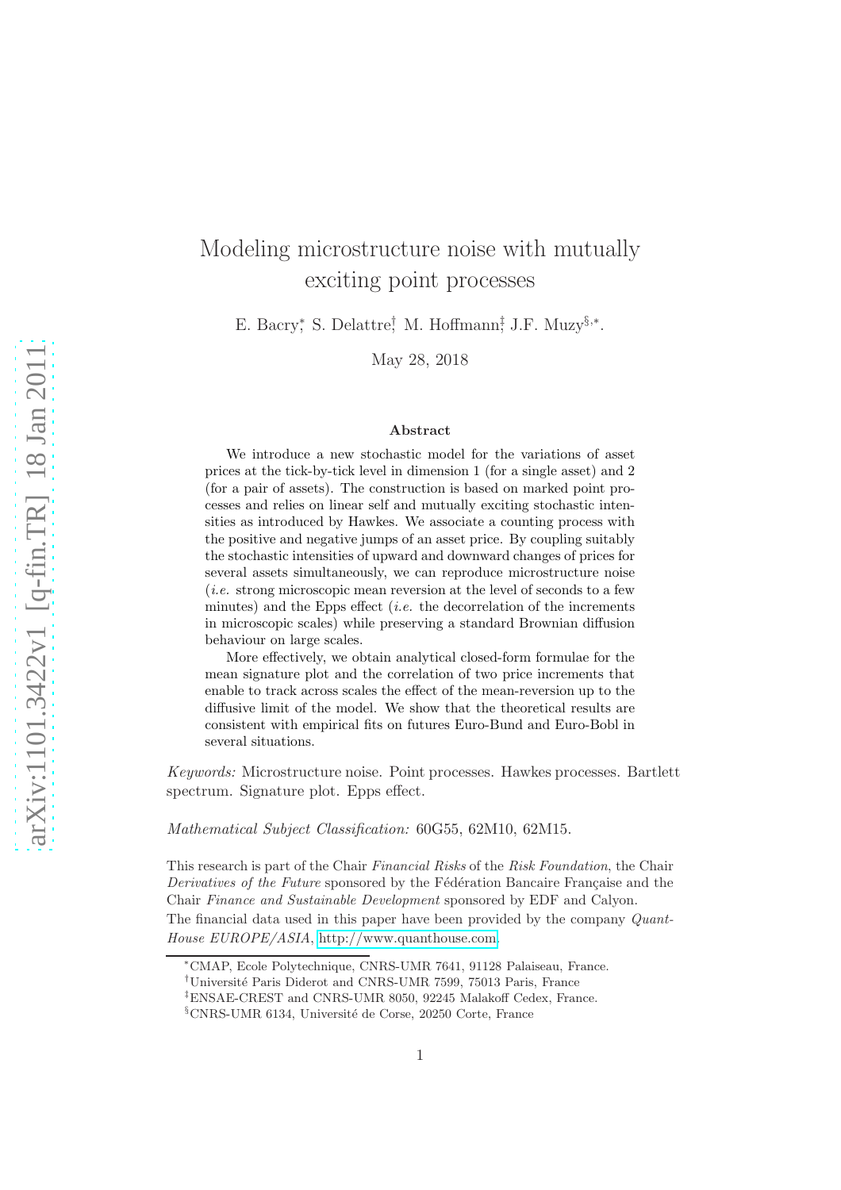# Modeling microstructure noise with mutually exciting point processes

E. Bacry[*], S. Delattre[†], M. Hoffmann[‡], J.F. Muzy[§,*].

May 28, 2018

## Abstract

We introduce a new stochastic model for the variations of asset prices at the tick-by-tick level in dimension 1 (for a single asset) and 2 (for a pair of assets). The construction is based on marked point processes and relies on linear self and mutually exciting stochastic intensities as introduced by Hawkes. We associate a counting process with the positive and negative jumps of an asset price. By coupling suitably the stochastic intensities of upward and downward changes of prices for several assets simultaneously, we can reproduce microstructure noise (*i.e.* strong microscopic mean reversion at the level of seconds to a few minutes) and the Epps effect (*i.e.* the decorrelation of the increments in microscopic scales) while preserving a standard Brownian diffusion behaviour on large scales.

More effectively, we obtain analytical closed-form formulae for the mean signature plot and the correlation of two price increments that enable to track across scales the effect of the mean-reversion up to the diffusive limit of the model. We show that the theoretical results are consistent with empirical fits on futures Euro-Bund and Euro-Bobl in several situations.

*Keywords:* Microstructure noise. Point processes. Hawkes processes. Bartlett spectrum. Signature plot. Epps effect.

*Mathematical Subject Classification:* 60G55, 62M10, 62M15.

This research is part of the Chair *Financial Risks* of the *Risk Foundation*, the Chair *Derivatives of the Future* sponsored by the Fédération Bancaire Française and the Chair *Finance and Sustainable Development* sponsored by EDF and Calyon.
The financial data used in this paper have been provided by the company *Quant-House EUROPE/ASIA*, http://www.quanthouse.com.

[*] CMAP, Ecole Polytechnique, CNRS-UMR 7641, 91128 Palaiseau, France.
[†] Université Paris Diderot and CNRS-UMR 7599, 75013 Paris, France
[‡] ENSAE-CREST and CNRS-UMR 8050, 92245 Malakoff Cedex, France.
[§] CNRS-UMR 6134, Université de Corse, 20250 Corte, France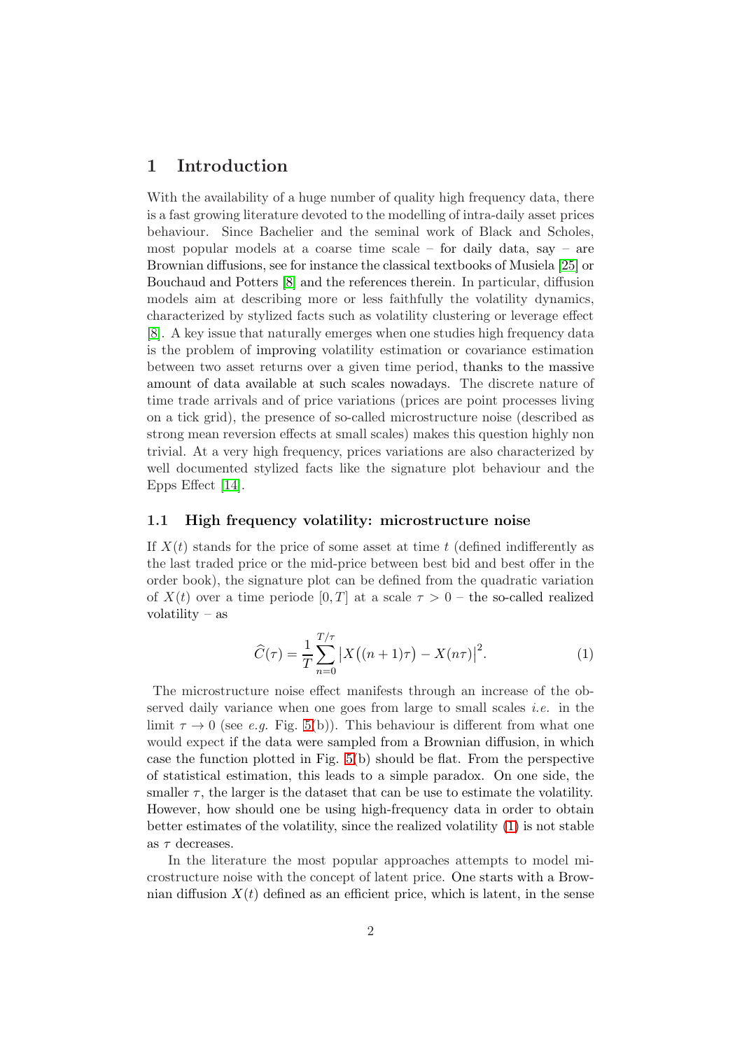# 1 Introduction

With the availability of a huge number of quality high frequency data, there is a fast growing literature devoted to the modelling of intra-daily asset prices behaviour. Since Bachelier and the seminal work of Black and Scholes, most popular models at a coarse time scale – for daily data, say – are Brownian diffusions, see for instance the classical textbooks of Musiela [25] or Bouchaud and Potters [8] and the references therein. In particular, diffusion models aim at describing more or less faithfully the volatility dynamics, characterized by stylized facts such as volatility clustering or leverage effect [8]. A key issue that naturally emerges when one studies high frequency data is the problem of improving volatility estimation or covariance estimation between two asset returns over a given time period, thanks to the massive amount of data available at such scales nowadays. The discrete nature of time trade arrivals and of price variations (prices are point processes living on a tick grid), the presence of so-called microstructure noise (described as strong mean reversion effects at small scales) makes this question highly non trivial. At a very high frequency, prices variations are also characterized by well documented stylized facts like the signature plot behaviour and the Epps Effect [14].

## 1.1 High frequency volatility: microstructure noise

If $X(t)$ stands for the price of some asset at time $t$ (defined indifferently as the last traded price or the mid-price between best bid and best offer in the order book), the signature plot can be defined from the quadratic variation of $X(t)$ over a time periode $[0, T]$ at a scale $\tau > 0$ – the so-called realized volatility – as

$$\widehat{C}(\tau) = \frac{1}{T} \sum_{n=0}^{T/\tau} \left| X\big((n+1)\tau\big) - X(n\tau) \right|^2. \tag{1}$$

The microstructure noise effect manifests through an increase of the observed daily variance when one goes from large to small scales *i.e.* in the limit $\tau \to 0$ (see *e.g.* Fig. 5(b)). This behaviour is different from what one would expect if the data were sampled from a Brownian diffusion, in which case the function plotted in Fig. 5(b) should be flat. From the perspective of statistical estimation, this leads to a simple paradox. On one side, the smaller $\tau$, the larger is the dataset that can be use to estimate the volatility. However, how should one be using high-frequency data in order to obtain better estimates of the volatility, since the realized volatility (1) is not stable as $\tau$ decreases.

In the literature the most popular approaches attempts to model microstructure noise with the concept of latent price. One starts with a Brownian diffusion $X(t)$ defined as an efficient price, which is latent, in the sense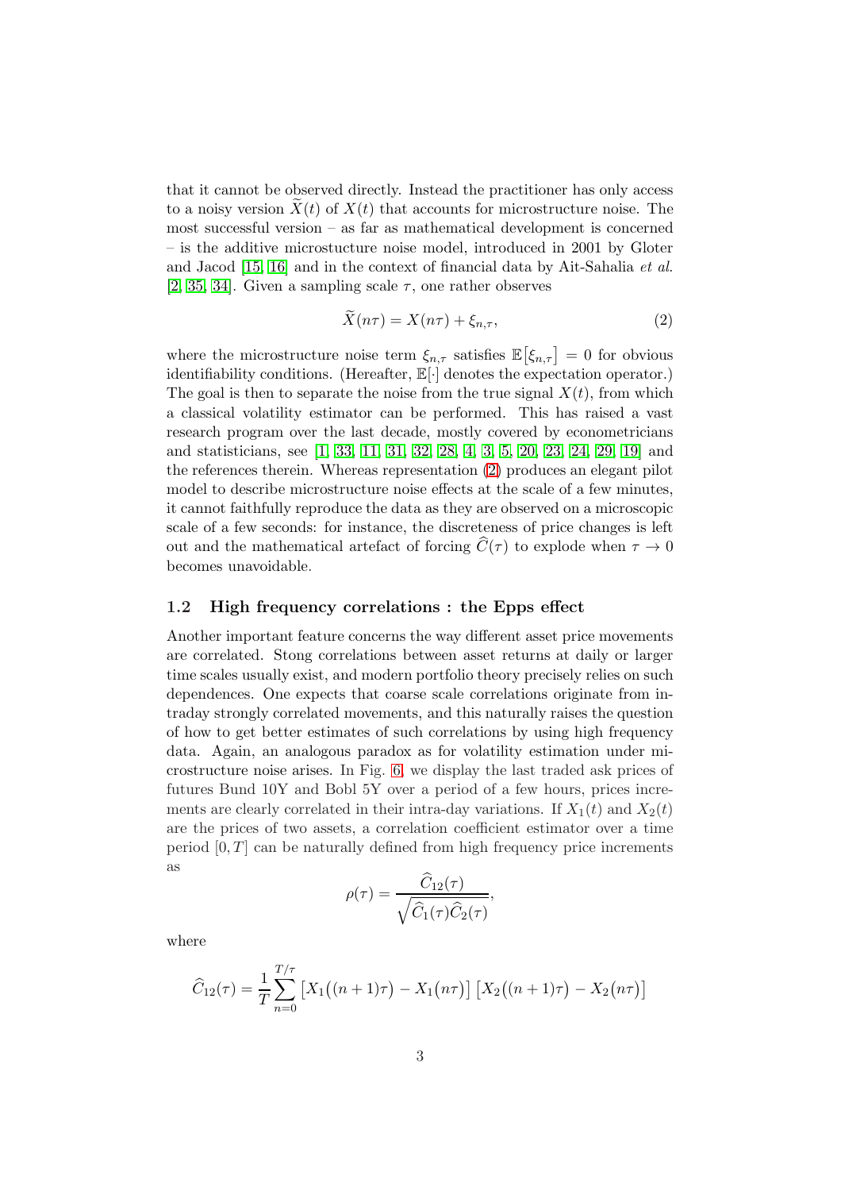that it cannot be observed directly. Instead the practitioner has only access to a noisy version $\widetilde{X}(t)$ of $X(t)$ that accounts for microstructure noise. The most successful version – as far as mathematical development is concerned – is the additive microstucture noise model, introduced in 2001 by Gloter and Jacod [15, 16] and in the context of financial data by Ait-Sahalia *et al.* [2, 35, 34]. Given a sampling scale $\tau$, one rather observes

$$\widetilde{X}(n\tau) = X(n\tau) + \xi_{n,\tau}, \tag{2}$$

where the microstructure noise term $\xi_{n,\tau}$ satisfies $\mathbb{E}\big[\xi_{n,\tau}\big] = 0$ for obvious identifiability conditions. (Hereafter, $\mathbb{E}[\cdot]$ denotes the expectation operator.) The goal is then to separate the noise from the true signal $X(t)$, from which a classical volatility estimator can be performed. This has raised a vast research program over the last decade, mostly covered by econometricians and statisticians, see [1, 33, 11, 31, 32, 28, 4, 3, 5, 20, 23, 24, 29, 19] and the references therein. Whereas representation (2) produces an elegant pilot model to describe microstructure noise effects at the scale of a few minutes, it cannot faithfully reproduce the data as they are observed on a microscopic scale of a few seconds: for instance, the discreteness of price changes is left out and the mathematical artefact of forcing $\widehat{C}(\tau)$ to explode when $\tau \to 0$ becomes unavoidable.

### 1.2 High frequency correlations : the Epps effect

Another important feature concerns the way different asset price movements are correlated. Stong correlations between asset returns at daily or larger time scales usually exist, and modern portfolio theory precisely relies on such dependences. One expects that coarse scale correlations originate from intraday strongly correlated movements, and this naturally raises the question of how to get better estimates of such correlations by using high frequency data. Again, an analogous paradox as for volatility estimation under microstructure noise arises. In Fig. 6, we display the last traded ask prices of futures Bund 10Y and Bobl 5Y over a period of a few hours, prices increments are clearly correlated in their intra-day variations. If $X_1(t)$ and $X_2(t)$ are the prices of two assets, a correlation coefficient estimator over a time period $[0, T]$ can be naturally defined from high frequency price increments as

$$\rho(\tau) = \frac{\widehat{C}_{12}(\tau)}{\sqrt{\widehat{C}_1(\tau)\widehat{C}_2(\tau)}},$$

where

$$\widehat{C}_{12}(\tau) = \frac{1}{T}\sum_{n=0}^{T/\tau}\big[X_1\big((n+1)\tau\big) - X_1\big(n\tau\big)\big]\,\big[X_2\big((n+1)\tau\big) - X_2\big(n\tau\big)\big]$$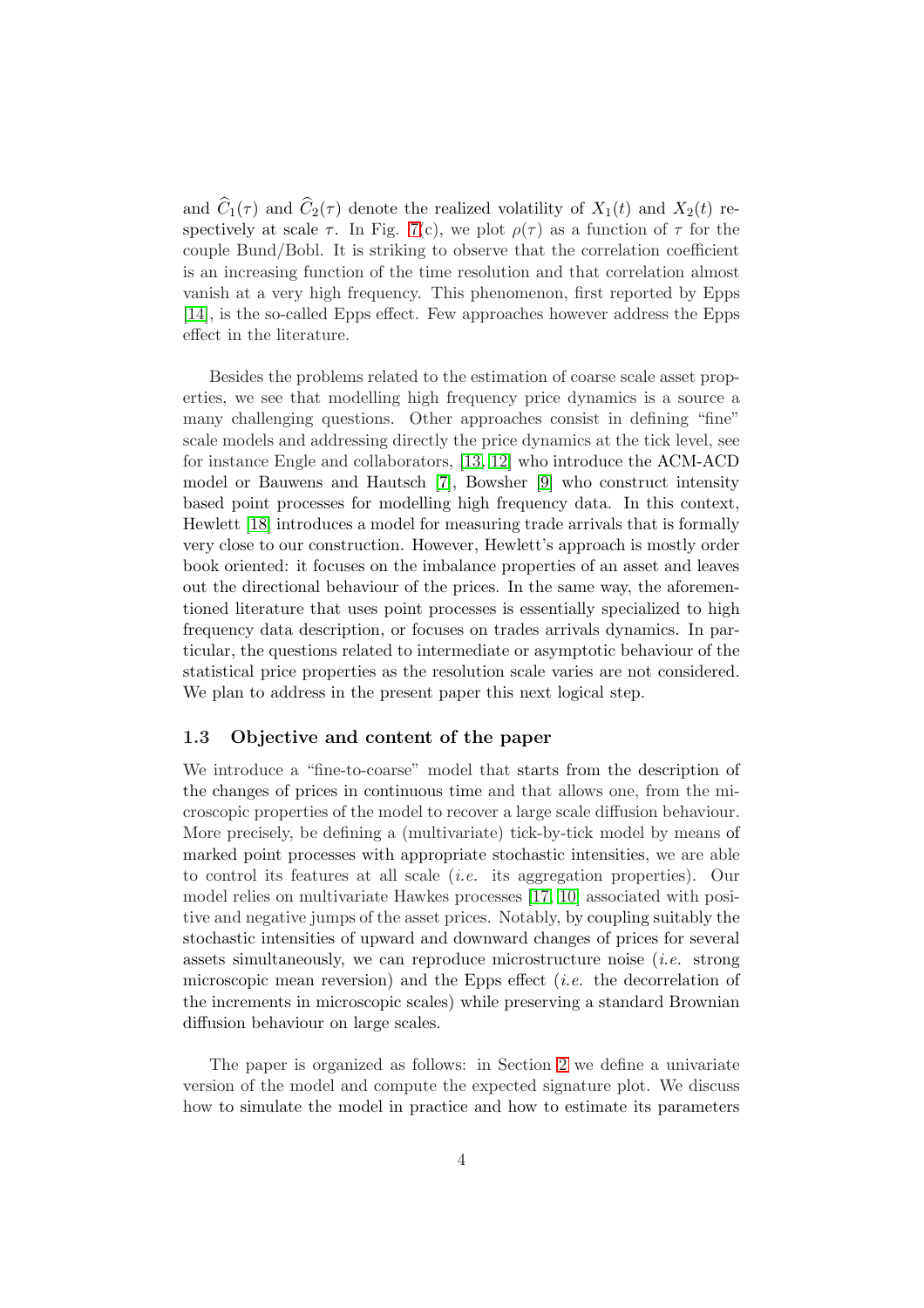and $\widehat{C}_1(\tau)$ and $\widehat{C}_2(\tau)$ denote the realized volatility of $X_1(t)$ and $X_2(t)$ respectively at scale $\tau$. In Fig. 7(c), we plot $\rho(\tau)$ as a function of $\tau$ for the couple Bund/Bobl. It is striking to observe that the correlation coefficient is an increasing function of the time resolution and that correlation almost vanish at a very high frequency. This phenomenon, first reported by Epps [14], is the so-called Epps effect. Few approaches however address the Epps effect in the literature.

Besides the problems related to the estimation of coarse scale asset properties, we see that modelling high frequency price dynamics is a source a many challenging questions. Other approaches consist in defining "fine" scale models and addressing directly the price dynamics at the tick level, see for instance Engle and collaborators, [13, 12] who introduce the ACM-ACD model or Bauwens and Hautsch [7], Bowsher [9] who construct intensity based point processes for modelling high frequency data. In this context, Hewlett [18] introduces a model for measuring trade arrivals that is formally very close to our construction. However, Hewlett's approach is mostly order book oriented: it focuses on the imbalance properties of an asset and leaves out the directional behaviour of the prices. In the same way, the aforementioned literature that uses point processes is essentially specialized to high frequency data description, or focuses on trades arrivals dynamics. In particular, the questions related to intermediate or asymptotic behaviour of the statistical price properties as the resolution scale varies are not considered. We plan to address in the present paper this next logical step.

### 1.3 Objective and content of the paper

We introduce a "fine-to-coarse" model that starts from the description of the changes of prices in continuous time and that allows one, from the microscopic properties of the model to recover a large scale diffusion behaviour. More precisely, be defining a (multivariate) tick-by-tick model by means of marked point processes with appropriate stochastic intensities, we are able to control its features at all scale (*i.e.* its aggregation properties). Our model relies on multivariate Hawkes processes [17, 10] associated with positive and negative jumps of the asset prices. Notably, by coupling suitably the stochastic intensities of upward and downward changes of prices for several assets simultaneously, we can reproduce microstructure noise (*i.e.* strong microscopic mean reversion) and the Epps effect (*i.e.* the decorrelation of the increments in microscopic scales) while preserving a standard Brownian diffusion behaviour on large scales.

The paper is organized as follows: in Section 2 we define a univariate version of the model and compute the expected signature plot. We discuss how to simulate the model in practice and how to estimate its parameters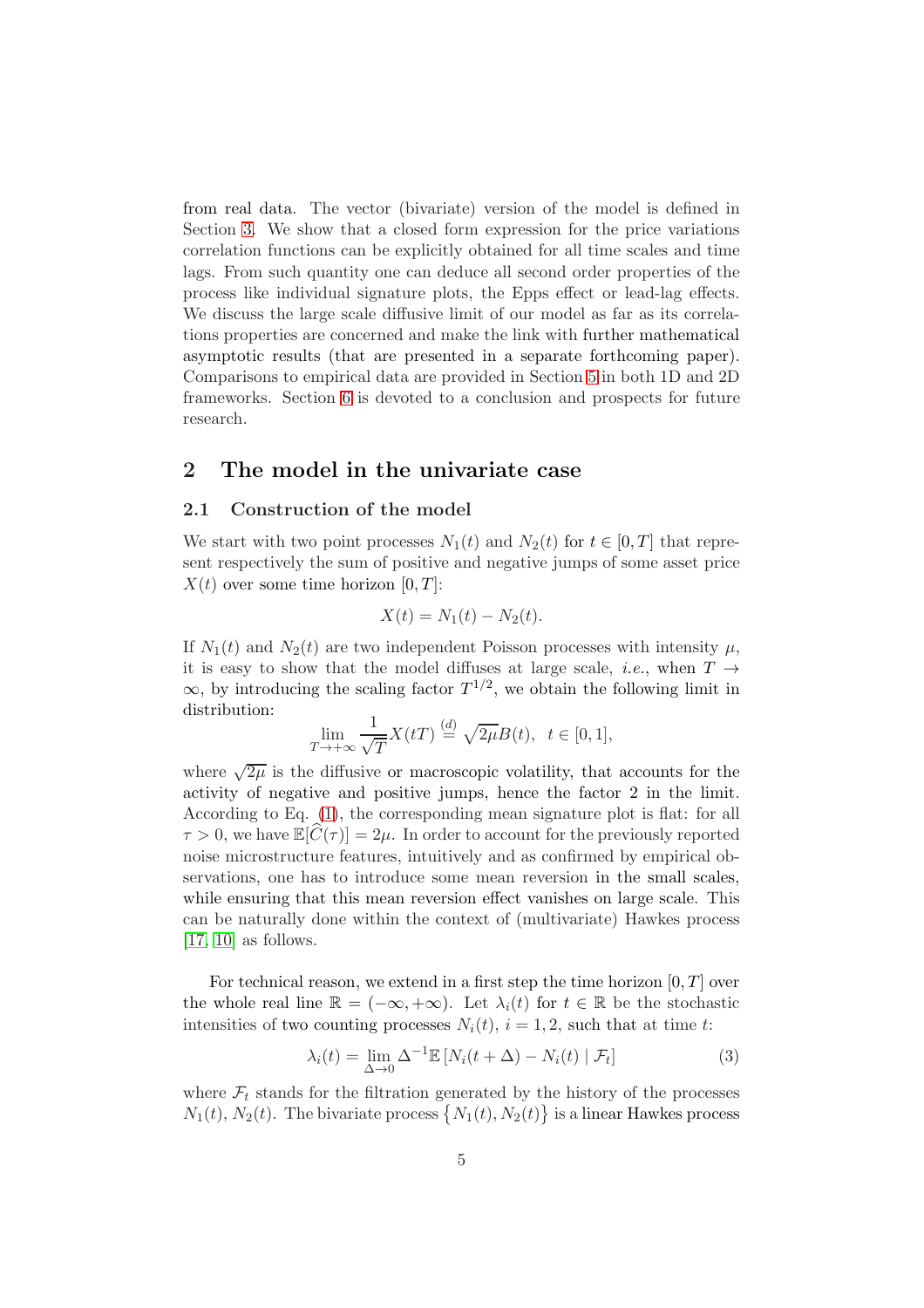from real data. The vector (bivariate) version of the model is defined in Section 3. We show that a closed form expression for the price variations correlation functions can be explicitly obtained for all time scales and time lags. From such quantity one can deduce all second order properties of the process like individual signature plots, the Epps effect or lead-lag effects. We discuss the large scale diffusive limit of our model as far as its correlations properties are concerned and make the link with further mathematical asymptotic results (that are presented in a separate forthcoming paper). Comparisons to empirical data are provided in Section 5 in both 1D and 2D frameworks. Section 6 is devoted to a conclusion and prospects for future research.

## 2 The model in the univariate case

### 2.1 Construction of the model

We start with two point processes $N_1(t)$ and $N_2(t)$ for $t \in [0, T]$ that represent respectively the sum of positive and negative jumps of some asset price $X(t)$ over some time horizon $[0, T]$:

$$X(t) = N_1(t) - N_2(t).$$

If $N_1(t)$ and $N_2(t)$ are two independent Poisson processes with intensity $\mu$, it is easy to show that the model diffuses at large scale, *i.e.*, when $T \to \infty$, by introducing the scaling factor $T^{1/2}$, we obtain the following limit in distribution:

$$\lim_{T \to +\infty} \frac{1}{\sqrt{T}} X(tT) \overset{(d)}{=} \sqrt{2\mu} B(t), \quad t \in [0, 1],$$

where $\sqrt{2\mu}$ is the diffusive or macroscopic volatility, that accounts for the activity of negative and positive jumps, hence the factor 2 in the limit. According to Eq. (1), the corresponding mean signature plot is flat: for all $\tau > 0$, we have $\mathbb{E}[\widehat{C}(\tau)] = 2\mu$. In order to account for the previously reported noise microstructure features, intuitively and as confirmed by empirical observations, one has to introduce some mean reversion in the small scales, while ensuring that this mean reversion effect vanishes on large scale. This can be naturally done within the context of (multivariate) Hawkes process [17, 10] as follows.

For technical reason, we extend in a first step the time horizon $[0, T]$ over the whole real line $\mathbb{R} = (-\infty, +\infty)$. Let $\lambda_i(t)$ for $t \in \mathbb{R}$ be the stochastic intensities of two counting processes $N_i(t)$, $i = 1, 2$, such that at time $t$:

$$\lambda_i(t) = \lim_{\Delta \to 0} \Delta^{-1} \mathbb{E}\left[N_i(t + \Delta) - N_i(t) \mid \mathcal{F}_t\right] \tag{3}$$

where $\mathcal{F}_t$ stands for the filtration generated by the history of the processes $N_1(t)$, $N_2(t)$. The bivariate process $\{N_1(t), N_2(t)\}$ is a linear Hawkes process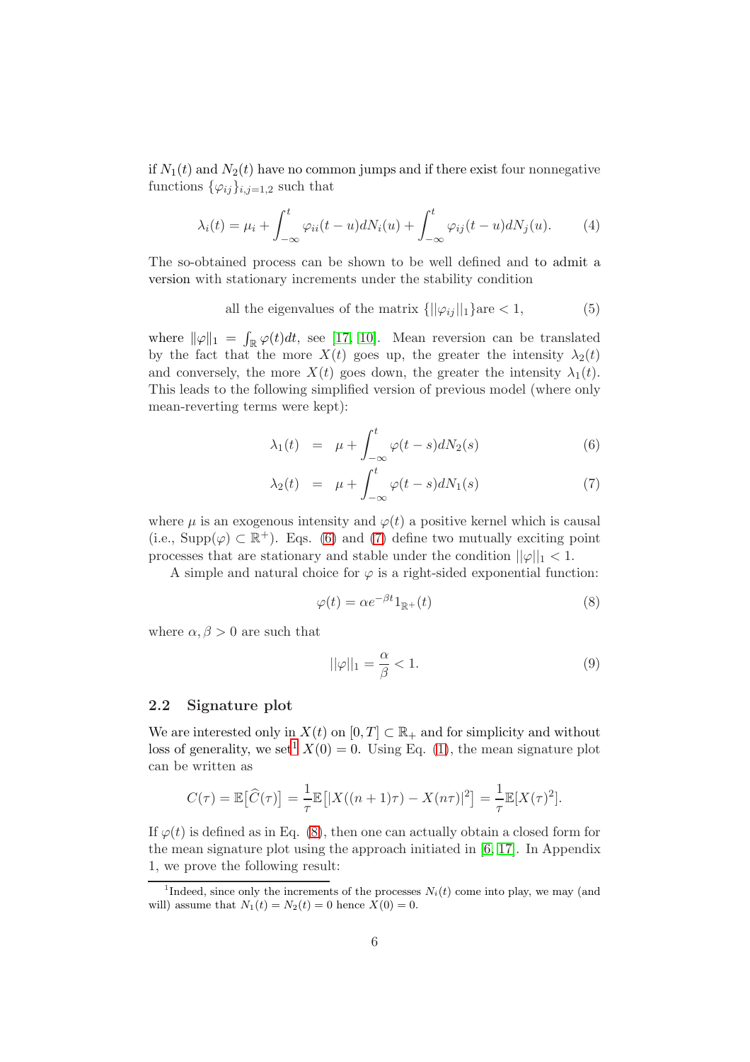if $N_1(t)$ and $N_2(t)$ have no common jumps and if there exist four nonnegative functions $\{\varphi_{ij}\}_{i,j=1,2}$ such that

$$\lambda_i(t) = \mu_i + \int_{-\infty}^{t} \varphi_{ii}(t-u)dN_i(u) + \int_{-\infty}^{t} \varphi_{ij}(t-u)dN_j(u). \tag{4}$$

The so-obtained process can be shown to be well defined and to admit a version with stationary increments under the stability condition

$$\text{all the eigenvalues of the matrix } \{||\varphi_{ij}||_1\} \text{are} < 1, \tag{5}$$

where $\|\varphi\|_1 = \int_{\mathbb{R}} \varphi(t)dt$, see [17, 10]. Mean reversion can be translated by the fact that the more $X(t)$ goes up, the greater the intensity $\lambda_2(t)$ and conversely, the more $X(t)$ goes down, the greater the intensity $\lambda_1(t)$. This leads to the following simplified version of previous model (where only mean-reverting terms were kept):

$$\lambda_1(t) = \mu + \int_{-\infty}^{t} \varphi(t-s)dN_2(s) \tag{6}$$

$$\lambda_2(t) = \mu + \int_{-\infty}^{t} \varphi(t-s)dN_1(s) \tag{7}$$

where $\mu$ is an exogenous intensity and $\varphi(t)$ a positive kernel which is causal (i.e., $\mathrm{Supp}(\varphi) \subset \mathbb{R}^+$). Eqs. (6) and (7) define two mutually exciting point processes that are stationary and stable under the condition $||\varphi||_1 < 1$.

A simple and natural choice for $\varphi$ is a right-sided exponential function:

$$\varphi(t) = \alpha e^{-\beta t} 1_{\mathbb{R}^+}(t) \tag{8}$$

where $\alpha, \beta > 0$ are such that

$$||\varphi||_1 = \frac{\alpha}{\beta} < 1. \tag{9}$$

### 2.2 Signature plot

We are interested only in $X(t)$ on $[0,T] \subset \mathbb{R}_+$ and for simplicity and without loss of generality, we set[1] $X(0) = 0$. Using Eq. (1), the mean signature plot can be written as

$$C(\tau) = \mathbb{E}\big[\widehat{C}(\tau)\big] = \frac{1}{\tau}\mathbb{E}\big[|X((n+1)\tau) - X(n\tau)|^2\big] = \frac{1}{\tau}\mathbb{E}[X(\tau)^2].$$

If $\varphi(t)$ is defined as in Eq. (8), then one can actually obtain a closed form for the mean signature plot using the approach initiated in [6, 17]. In Appendix 1, we prove the following result:

[1] Indeed, since only the increments of the processes $N_i(t)$ come into play, we may (and will) assume that $N_1(t) = N_2(t) = 0$ hence $X(0) = 0$.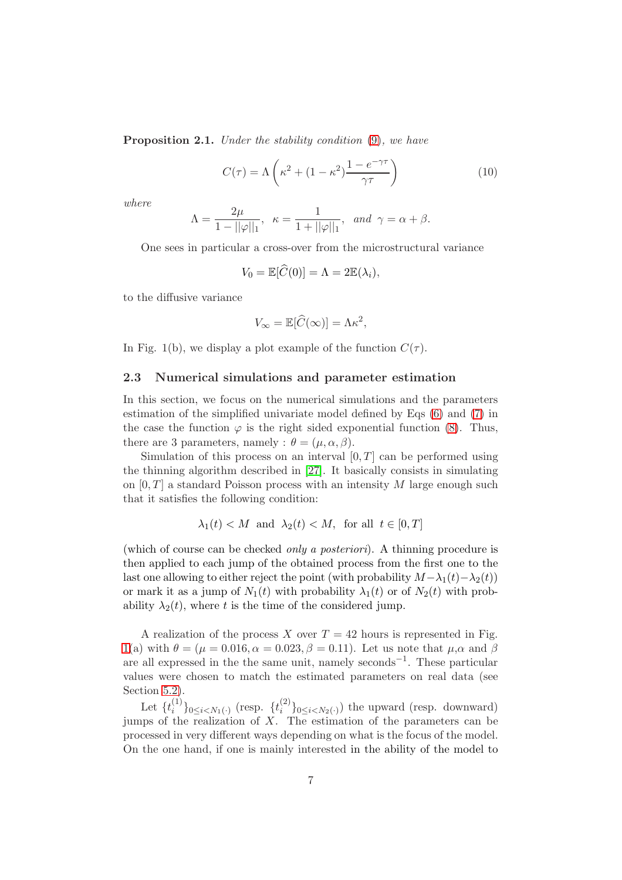**Proposition 2.1.** *Under the stability condition (9), we have*

$$C(\tau) = \Lambda \left( \kappa^2 + (1-\kappa^2) \frac{1 - e^{-\gamma\tau}}{\gamma\tau} \right) \tag{10}$$

*where*

$$\Lambda = \frac{2\mu}{1 - ||\varphi||_1}, \quad \kappa = \frac{1}{1 + ||\varphi||_1}, \quad \textit{and} \ \gamma = \alpha + \beta.$$

One sees in particular a cross-over from the microstructural variance

$$V_0 = \mathbb{E}[\widehat{C}(0)] = \Lambda = 2\mathbb{E}(\lambda_i),$$

to the diffusive variance

$$V_\infty = \mathbb{E}[\widehat{C}(\infty)] = \Lambda\kappa^2,$$

In Fig. 1(b), we display a plot example of the function $C(\tau)$.

### 2.3 Numerical simulations and parameter estimation

In this section, we focus on the numerical simulations and the parameters estimation of the simplified univariate model defined by Eqs (6) and (7) in the case the function $\varphi$ is the right sided exponential function (8). Thus, there are 3 parameters, namely : $\theta = (\mu, \alpha, \beta)$.

Simulation of this process on an interval $[0, T]$ can be performed using the thinning algorithm described in [27]. It basically consists in simulating on $[0, T]$ a standard Poisson process with an intensity $M$ large enough such that it satisfies the following condition:

$$\lambda_1(t) < M \ \text{ and } \ \lambda_2(t) < M, \ \text{ for all } \ t \in [0, T]$$

(which of course can be checked *only a posteriori*). A thinning procedure is then applied to each jump of the obtained process from the first one to the last one allowing to either reject the point (with probability $M - \lambda_1(t) - \lambda_2(t)$) or mark it as a jump of $N_1(t)$ with probability $\lambda_1(t)$ or of $N_2(t)$ with probability $\lambda_2(t)$, where $t$ is the time of the considered jump.

A realization of the process $X$ over $T = 42$ hours is represented in Fig. 1(a) with $\theta = (\mu = 0.016, \alpha = 0.023, \beta = 0.11)$. Let us note that $\mu$,$\alpha$ and $\beta$ are all expressed in the the same unit, namely seconds$^{-1}$. These particular values were chosen to match the estimated parameters on real data (see Section 5.2).

Let $\{t_i^{(1)}\}_{0 \leq i < N_1(\cdot)}$ (resp. $\{t_i^{(2)}\}_{0 \leq i < N_2(\cdot)}$) the upward (resp. downward) jumps of the realization of $X$. The estimation of the parameters can be processed in very different ways depending on what is the focus of the model. On the one hand, if one is mainly interested in the ability of the model to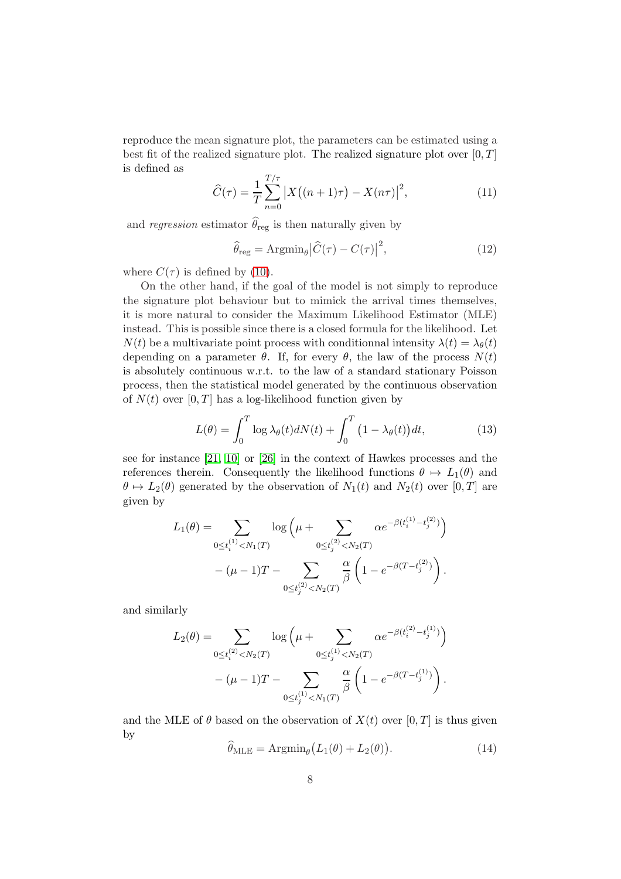reproduce the mean signature plot, the parameters can be estimated using a best fit of the realized signature plot. The realized signature plot over $[0, T]$ is defined as

$$\widehat{C}(\tau) = \frac{1}{T} \sum_{n=0}^{T/\tau} \big| X\big((n+1)\tau\big) - X(n\tau) \big|^2, \tag{11}$$

and *regression* estimator $\widehat{\theta}_{\text{reg}}$ is then naturally given by

$$\widehat{\theta}_{\text{reg}} = \text{Argmin}_\theta \big| \widehat{C}(\tau) - C(\tau) \big|^2, \tag{12}$$

where $C(\tau)$ is defined by (10).

On the other hand, if the goal of the model is not simply to reproduce the signature plot behaviour but to mimick the arrival times themselves, it is more natural to consider the Maximum Likelihood Estimator (MLE) instead. This is possible since there is a closed formula for the likelihood. Let $N(t)$ be a multivariate point process with conditionnal intensity $\lambda(t) = \lambda_\theta(t)$ depending on a parameter $\theta$. If, for every $\theta$, the law of the process $N(t)$ is absolutely continuous w.r.t. to the law of a standard stationary Poisson process, then the statistical model generated by the continuous observation of $N(t)$ over $[0, T]$ has a log-likelihood function given by

$$L(\theta) = \int_0^T \log \lambda_\theta(t) dN(t) + \int_0^T \big(1 - \lambda_\theta(t)\big) dt, \tag{13}$$

see for instance [21, 10] or [26] in the context of Hawkes processes and the references therein. Consequently the likelihood functions $\theta \mapsto L_1(\theta)$ and $\theta \mapsto L_2(\theta)$ generated by the observation of $N_1(t)$ and $N_2(t)$ over $[0, T]$ are given by

$$\begin{aligned} L_1(\theta) = & \sum_{0 \leq t_i^{(1)} < N_1(T)} \log \Big( \mu + \sum_{0 \leq t_j^{(2)} < N_2(T)} \alpha e^{-\beta(t_i^{(1)} - t_j^{(2)})} \Big) \\ & - (\mu - 1)T - \sum_{0 \leq t_j^{(2)} < N_2(T)} \frac{\alpha}{\beta} \left( 1 - e^{-\beta(T - t_j^{(2)})} \right). \end{aligned}$$

and similarly

$$\begin{aligned} L_2(\theta) = & \sum_{0 \leq t_i^{(2)} < N_2(T)} \log \Big( \mu + \sum_{0 \leq t_j^{(1)} < N_2(T)} \alpha e^{-\beta(t_i^{(2)} - t_j^{(1)})} \Big) \\ & - (\mu - 1)T - \sum_{0 \leq t_j^{(1)} < N_1(T)} \frac{\alpha}{\beta} \left( 1 - e^{-\beta(T - t_j^{(1)})} \right). \end{aligned}$$

and the MLE of $\theta$ based on the observation of $X(t)$ over $[0, T]$ is thus given by

$$\widehat{\theta}_{\text{MLE}} = \text{Argmin}_\theta \big( L_1(\theta) + L_2(\theta) \big). \tag{14}$$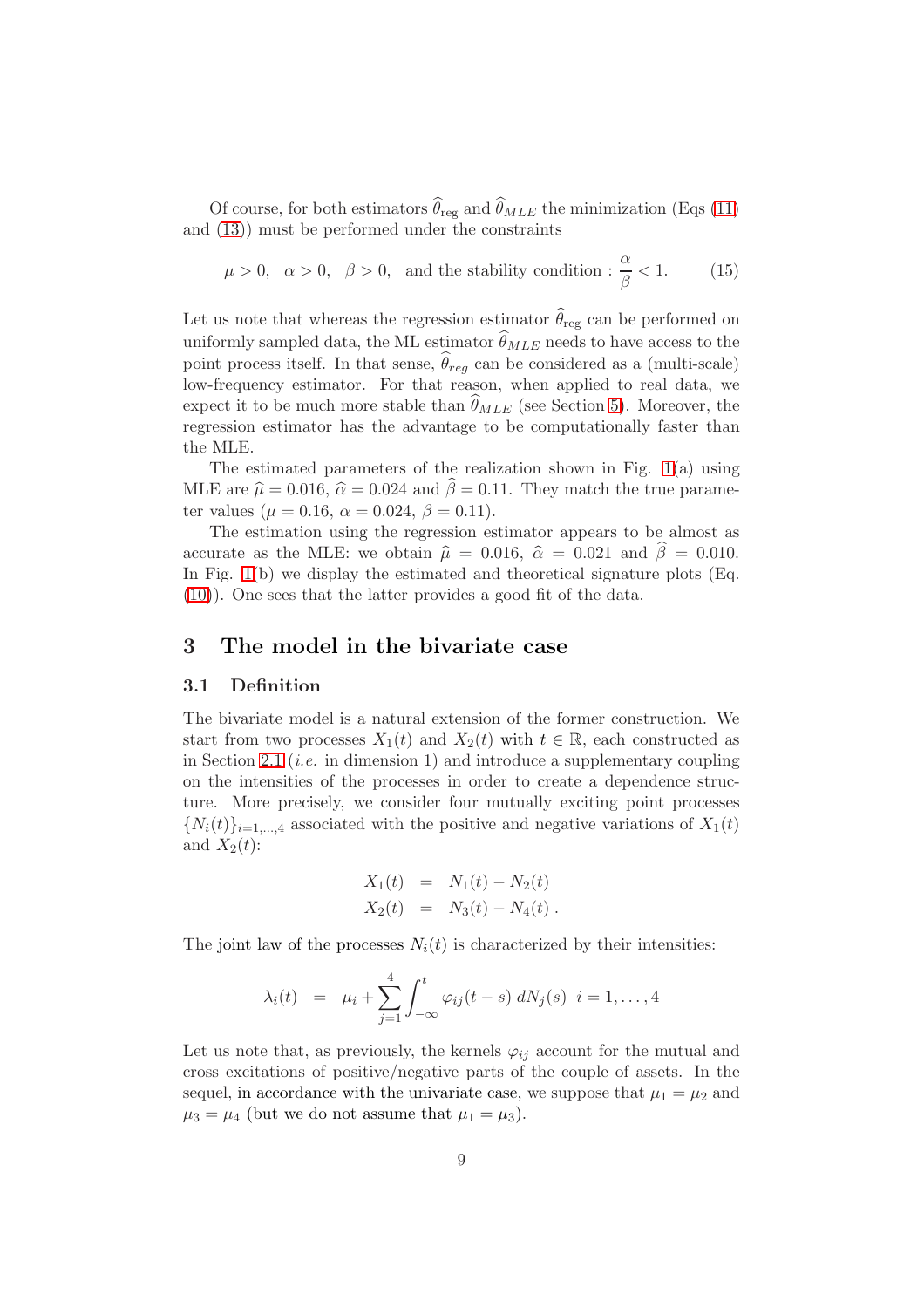Of course, for both estimators $\widehat{\theta}_{\rm reg}$ and $\widehat{\theta}_{MLE}$ the minimization (Eqs (11) and (13)) must be performed under the constraints

$$\mu > 0, \quad \alpha > 0, \quad \beta > 0, \quad \text{and the stability condition : } \frac{\alpha}{\beta} < 1. \tag{15}$$

Let us note that whereas the regression estimator $\widehat{\theta}_{\rm reg}$ can be performed on uniformly sampled data, the ML estimator $\widehat{\theta}_{MLE}$ needs to have access to the point process itself. In that sense, $\widehat{\theta}_{reg}$ can be considered as a (multi-scale) low-frequency estimator. For that reason, when applied to real data, we expect it to be much more stable than $\widehat{\theta}_{MLE}$ (see Section 5). Moreover, the regression estimator has the advantage to be computationally faster than the MLE.

The estimated parameters of the realization shown in Fig. 1(a) using MLE are $\widehat{\mu} = 0.016$, $\widehat{\alpha} = 0.024$ and $\widehat{\beta} = 0.11$. They match the true parameter values ($\mu = 0.16$, $\alpha = 0.024$, $\beta = 0.11$).

The estimation using the regression estimator appears to be almost as accurate as the MLE: we obtain $\widehat{\mu} = 0.016$, $\widehat{\alpha} = 0.021$ and $\widehat{\beta} = 0.010$. In Fig. 1(b) we display the estimated and theoretical signature plots (Eq. (10)). One sees that the latter provides a good fit of the data.

## 3 The model in the bivariate case

### 3.1 Definition

The bivariate model is a natural extension of the former construction. We start from two processes $X_1(t)$ and $X_2(t)$ with $t \in \mathbb{R}$, each constructed as in Section 2.1 (*i.e.* in dimension 1) and introduce a supplementary coupling on the intensities of the processes in order to create a dependence structure. More precisely, we consider four mutually exciting point processes $\{N_i(t)\}_{i=1,\ldots,4}$ associated with the positive and negative variations of $X_1(t)$ and $X_2(t)$:

$$\begin{aligned} X_1(t) &= N_1(t) - N_2(t) \\ X_2(t) &= N_3(t) - N_4(t)\,. \end{aligned}$$

The joint law of the processes $N_i(t)$ is characterized by their intensities:

$$\lambda_i(t) \;\; = \;\; \mu_i + \sum_{j=1}^{4} \int_{-\infty}^{t} \varphi_{ij}(t-s)\, dN_j(s) \;\; i = 1, \ldots, 4$$

Let us note that, as previously, the kernels $\varphi_{ij}$ account for the mutual and cross excitations of positive/negative parts of the couple of assets. In the sequel, in accordance with the univariate case, we suppose that $\mu_1 = \mu_2$ and $\mu_3 = \mu_4$ (but we do not assume that $\mu_1 = \mu_3$).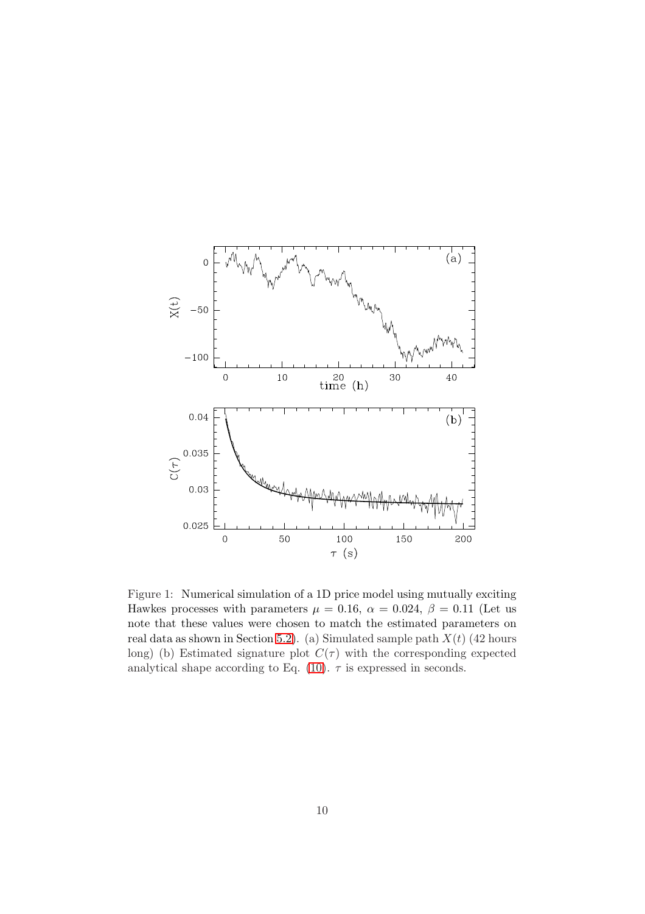Figure 1: Numerical simulation of a 1D price model using mutually exciting Hawkes processes with parameters $\mu = 0.16$, $\alpha = 0.024$, $\beta = 0.11$ (Let us note that these values were chosen to match the estimated parameters on real data as shown in Section 5.2). (a) Simulated sample path $X(t)$ (42 hours long) (b) Estimated signature plot $C(\tau)$ with the corresponding expected analytical shape according to Eq. (10). $\tau$ is expressed in seconds.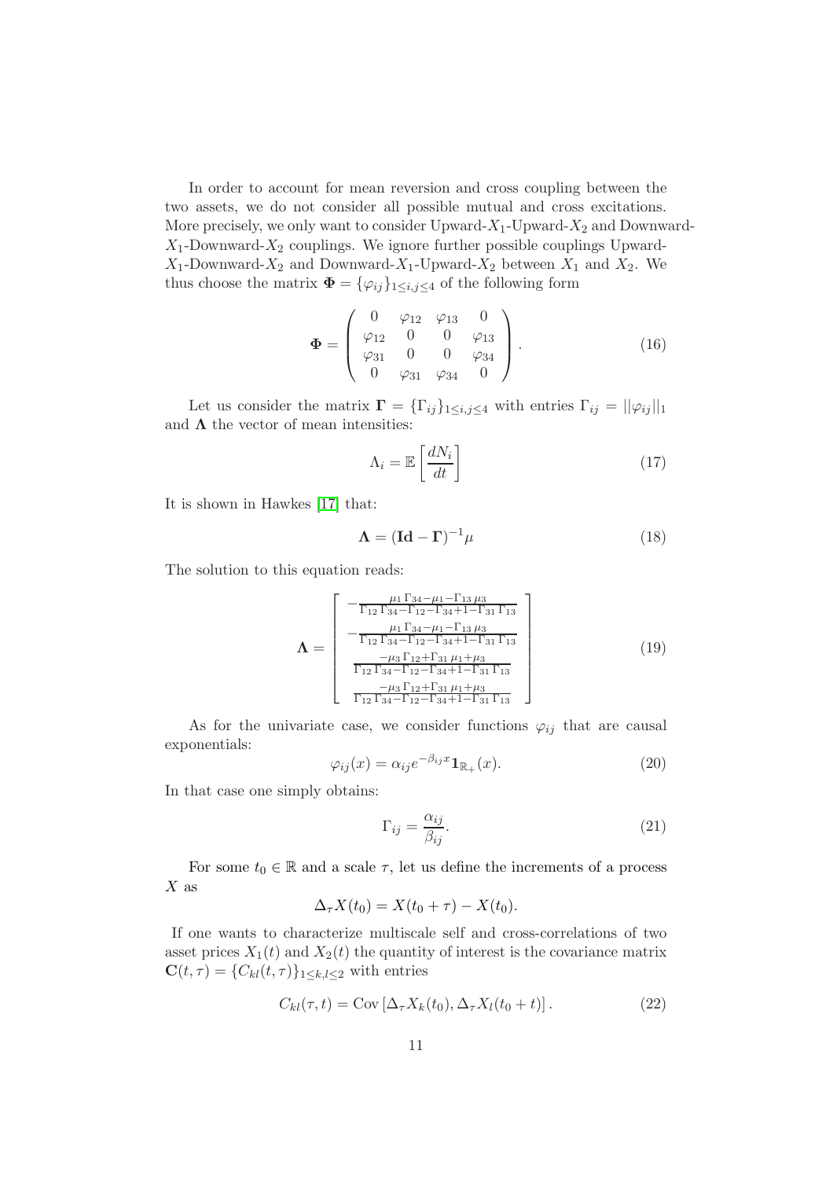In order to account for mean reversion and cross coupling between the two assets, we do not consider all possible mutual and cross excitations. More precisely, we only want to consider Upward-$X_1$-Upward-$X_2$ and Downward-$X_1$-Downward-$X_2$ couplings. We ignore further possible couplings Upward-$X_1$-Downward-$X_2$ and Downward-$X_1$-Upward-$X_2$ between $X_1$ and $X_2$. We thus choose the matrix $\mathbf{\Phi} = \{\varphi_{ij}\}_{1\leq i,j\leq 4}$ of the following form

$$
\mathbf{\Phi} = \begin{pmatrix} 0 & \varphi_{12} & \varphi_{13} & 0 \\ \varphi_{12} & 0 & 0 & \varphi_{13} \\ \varphi_{31} & 0 & 0 & \varphi_{34} \\ 0 & \varphi_{31} & \varphi_{34} & 0 \end{pmatrix}. \tag{16}
$$

Let us consider the matrix $\mathbf{\Gamma} = \{\Gamma_{ij}\}_{1\leq i,j\leq 4}$ with entries $\Gamma_{ij} = ||\varphi_{ij}||_1$ and $\mathbf{\Lambda}$ the vector of mean intensities:

$$
\Lambda_i = \mathbb{E}\left[\frac{dN_i}{dt}\right] \tag{17}
$$

It is shown in Hawkes [17] that:

$$
\mathbf{\Lambda} = (\mathbf{Id} - \mathbf{\Gamma})^{-1}\mu \tag{18}
$$

The solution to this equation reads:

$$
\mathbf{\Lambda} = \begin{bmatrix} -\frac{\mu_1\,\Gamma_{34} - \mu_1 - \Gamma_{13}\,\mu_3}{\Gamma_{12}\,\Gamma_{34} - \Gamma_{12} - \Gamma_{34} + 1 - \Gamma_{31}\,\Gamma_{13}} \\ -\frac{\mu_1\,\Gamma_{34} - \mu_1 - \Gamma_{13}\,\mu_3}{\Gamma_{12}\,\Gamma_{34} - \Gamma_{12} - \Gamma_{34} + 1 - \Gamma_{31}\,\Gamma_{13}} \\ \frac{-\mu_3\,\Gamma_{12} + \Gamma_{31}\,\mu_1 + \mu_3}{\Gamma_{12}\,\Gamma_{34} - \Gamma_{12} - \Gamma_{34} + 1 - \Gamma_{31}\,\Gamma_{13}} \\ \frac{-\mu_3\,\Gamma_{12} + \Gamma_{31}\,\mu_1 + \mu_3}{\Gamma_{12}\,\Gamma_{34} - \Gamma_{12} - \Gamma_{34} + 1 - \Gamma_{31}\,\Gamma_{13}} \end{bmatrix} \tag{19}
$$

As for the univariate case, we consider functions $\varphi_{ij}$ that are causal exponentials:

$$
\varphi_{ij}(x) = \alpha_{ij} e^{-\beta_{ij} x} \mathbf{1}_{\mathbb{R}_+}(x). \tag{20}
$$

In that case one simply obtains:

$$
\Gamma_{ij} = \frac{\alpha_{ij}}{\beta_{ij}}. \tag{21}
$$

For some $t_0 \in \mathbb{R}$ and a scale $\tau$, let us define the increments of a process $X$ as

$$
\Delta_\tau X(t_0) = X(t_0 + \tau) - X(t_0).
$$

If one wants to characterize multiscale self and cross-correlations of two asset prices $X_1(t)$ and $X_2(t)$ the quantity of interest is the covariance matrix $\mathbf{C}(t,\tau) = \{C_{kl}(t,\tau)\}_{1\leq k,l\leq 2}$ with entries

$$
C_{kl}(\tau, t) = \mathrm{Cov}\left[\Delta_\tau X_k(t_0), \Delta_\tau X_l(t_0 + t)\right]. \tag{22}
$$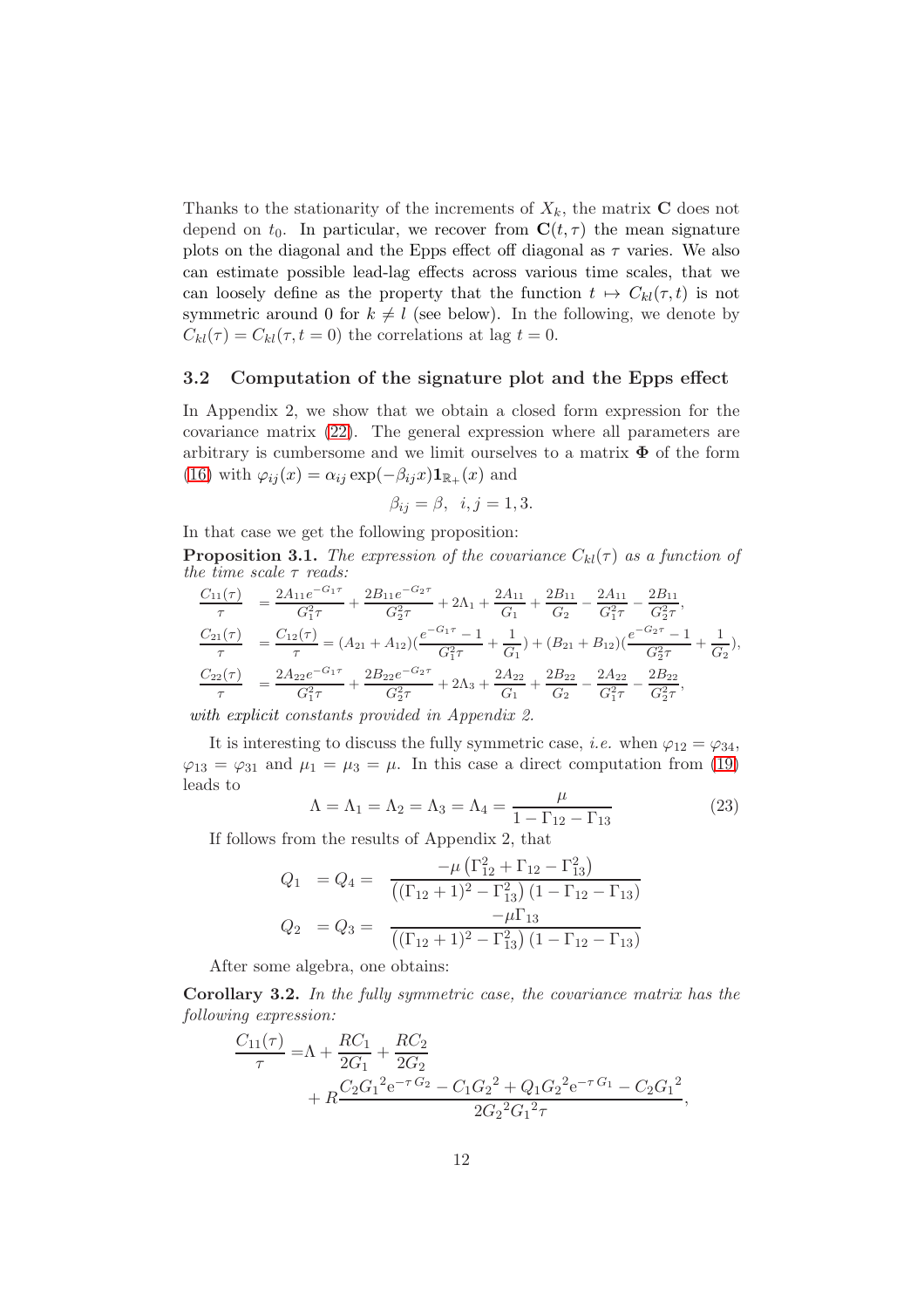Thanks to the stationarity of the increments of $X_k$, the matrix $\mathbf{C}$ does not depend on $t_0$. In particular, we recover from $\mathbf{C}(t, \tau)$ the mean signature plots on the diagonal and the Epps effect off diagonal as $\tau$ varies. We also can estimate possible lead-lag effects across various time scales, that we can loosely define as the property that the function $t \mapsto C_{kl}(\tau, t)$ is not symmetric around 0 for $k \neq l$ (see below). In the following, we denote by $C_{kl}(\tau) = C_{kl}(\tau, t = 0)$ the correlations at lag $t = 0$.

### 3.2 Computation of the signature plot and the Epps effect

In Appendix 2, we show that we obtain a closed form expression for the covariance matrix (22). The general expression where all parameters are arbitrary is cumbersome and we limit ourselves to a matrix $\mathbf{\Phi}$ of the form (16) with $\varphi_{ij}(x) = \alpha_{ij} \exp(-\beta_{ij} x) \mathbf{1}_{\mathbb{R}_+}(x)$ and

$$\beta_{ij} = \beta, \ \ i, j = 1, 3.$$

In that case we get the following proposition:

**Proposition 3.1.** *The expression of the covariance $C_{kl}(\tau)$ as a function of the time scale $\tau$ reads:*

$$
\begin{aligned}
\frac{C_{11}(\tau)}{\tau} &= \frac{2A_{11}e^{-G_1\tau}}{G_1^2\tau} + \frac{2B_{11}e^{-G_2\tau}}{G_2^2\tau} + 2\Lambda_1 + \frac{2A_{11}}{G_1} + \frac{2B_{11}}{G_2} - \frac{2A_{11}}{G_1^2\tau} - \frac{2B_{11}}{G_2^2\tau}, \\
\frac{C_{21}(\tau)}{\tau} &= \frac{C_{12}(\tau)}{\tau} = (A_{21} + A_{12})\left(\frac{e^{-G_1\tau} - 1}{G_1^2\tau} + \frac{1}{G_1}\right) + (B_{21} + B_{12})\left(\frac{e^{-G_2\tau} - 1}{G_2^2\tau} + \frac{1}{G_2}\right), \\
\frac{C_{22}(\tau)}{\tau} &= \frac{2A_{22}e^{-G_1\tau}}{G_1^2\tau} + \frac{2B_{22}e^{-G_2\tau}}{G_2^2\tau} + 2\Lambda_3 + \frac{2A_{22}}{G_1} + \frac{2B_{22}}{G_2} - \frac{2A_{22}}{G_1^2\tau} - \frac{2B_{22}}{G_2^2\tau},
\end{aligned}
$$

*with explicit constants provided in Appendix 2.*

It is interesting to discuss the fully symmetric case, *i.e.* when $\varphi_{12} = \varphi_{34}$, $\varphi_{13} = \varphi_{31}$ and $\mu_1 = \mu_3 = \mu$. In this case a direct computation from (19) leads to

$$\Lambda = \Lambda_1 = \Lambda_2 = \Lambda_3 = \Lambda_4 = \frac{\mu}{1 - \Gamma_{12} - \Gamma_{13}} \tag{23}$$

If follows from the results of Appendix 2, that

$$
\begin{aligned}
Q_1 &= Q_4 = \frac{-\mu\left(\Gamma_{12}^2 + \Gamma_{12} - \Gamma_{13}^2\right)}{\left((\Gamma_{12} + 1)^2 - \Gamma_{13}^2\right)\left(1 - \Gamma_{12} - \Gamma_{13}\right)} \\
Q_2 &= Q_3 = \frac{-\mu\Gamma_{13}}{\left((\Gamma_{12} + 1)^2 - \Gamma_{13}^2\right)\left(1 - \Gamma_{12} - \Gamma_{13}\right)}
\end{aligned}
$$

After some algebra, one obtains:

**Corollary 3.2.** *In the fully symmetric case, the covariance matrix has the following expression:*

$$
\begin{aligned}
\frac{C_{11}(\tau)}{\tau} =& \Lambda + \frac{RC_1}{2G_1} + \frac{RC_2}{2G_2} \\
&+ R\frac{C_2{G_1}^2 e^{-\tau G_2} - C_1{G_2}^2 + Q_1{G_2}^2 e^{-\tau G_1} - C_2{G_1}^2}{2{G_2}^2{G_1}^2\tau},
\end{aligned}
$$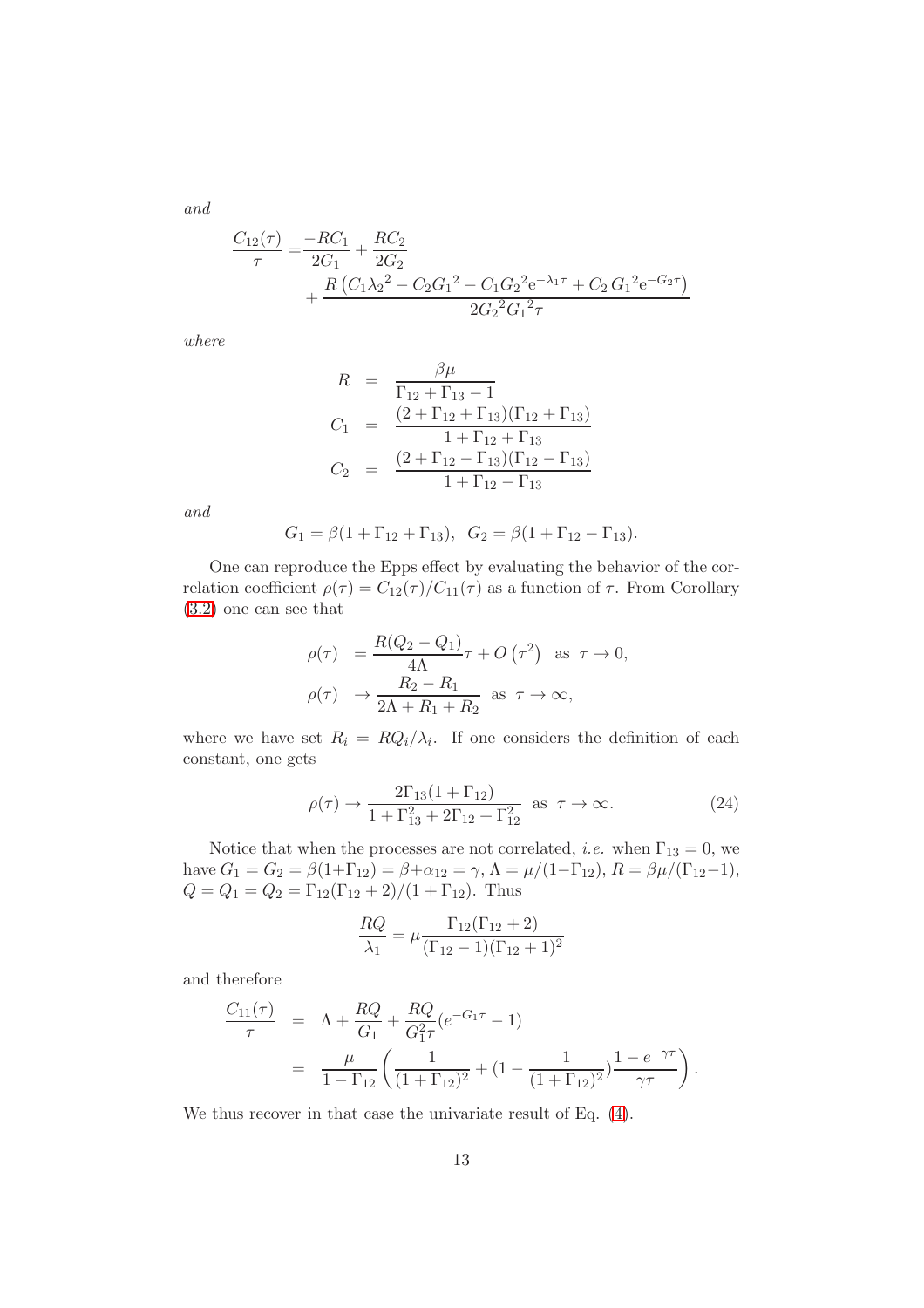*and*

$$
\begin{aligned}
\frac{C_{12}(\tau)}{\tau} =& \frac{-RC_1}{2G_1} + \frac{RC_2}{2G_2} \\
&+ \frac{R\left(C_1{\lambda_2}^2 - C_2{G_1}^2 - C_1{G_2}^2\mathrm{e}^{-\lambda_1\tau} + C_2\,{G_1}^2\mathrm{e}^{-G_2\tau}\right)}{2{G_2}^2{G_1}^2\tau}
\end{aligned}
$$

*where*

$$
\begin{aligned}
R &= \frac{\beta\mu}{\Gamma_{12}+\Gamma_{13}-1} \\
C_1 &= \frac{(2+\Gamma_{12}+\Gamma_{13})(\Gamma_{12}+\Gamma_{13})}{1+\Gamma_{12}+\Gamma_{13}} \\
C_2 &= \frac{(2+\Gamma_{12}-\Gamma_{13})(\Gamma_{12}-\Gamma_{13})}{1+\Gamma_{12}-\Gamma_{13}}
\end{aligned}
$$

*and*

$$
G_1 = \beta(1+\Gamma_{12}+\Gamma_{13}), \quad G_2 = \beta(1+\Gamma_{12}-\Gamma_{13}).
$$

One can reproduce the Epps effect by evaluating the behavior of the correlation coefficient $\rho(\tau) = C_{12}(\tau)/C_{11}(\tau)$ as a function of $\tau$. From Corollary (3.2) one can see that

$$
\begin{aligned}
\rho(\tau) &= \frac{R(Q_2-Q_1)}{4\Lambda}\tau + O\left(\tau^2\right) \quad \text{as } \tau \to 0, \\
\rho(\tau) &\to \frac{R_2-R_1}{2\Lambda+R_1+R_2} \quad \text{as } \tau \to \infty,
\end{aligned}
$$

where we have set $R_i = RQ_i/\lambda_i$. If one considers the definition of each constant, one gets

$$
\rho(\tau) \to \frac{2\Gamma_{13}(1+\Gamma_{12})}{1+\Gamma_{13}^2+2\Gamma_{12}+\Gamma_{12}^2} \quad \text{as } \tau \to \infty. \tag{24}
$$

Notice that when the processes are not correlated, *i.e.* when $\Gamma_{13}=0$, we have $G_1 = G_2 = \beta(1+\Gamma_{12}) = \beta+\alpha_{12} = \gamma$, $\Lambda = \mu/(1-\Gamma_{12})$, $R = \beta\mu/(\Gamma_{12}-1)$, $Q = Q_1 = Q_2 = \Gamma_{12}(\Gamma_{12}+2)/(1+\Gamma_{12})$. Thus

$$
\frac{RQ}{\lambda_1} = \mu\frac{\Gamma_{12}(\Gamma_{12}+2)}{(\Gamma_{12}-1)(\Gamma_{12}+1)^2}
$$

and therefore

$$
\begin{aligned}
\frac{C_{11}(\tau)}{\tau} &= \Lambda + \frac{RQ}{G_1} + \frac{RQ}{G_1^2\tau}(e^{-G_1\tau}-1) \\
&= \frac{\mu}{1-\Gamma_{12}}\left(\frac{1}{(1+\Gamma_{12})^2} + (1-\frac{1}{(1+\Gamma_{12})^2})\frac{1-e^{-\gamma\tau}}{\gamma\tau}\right).
\end{aligned}
$$

We thus recover in that case the univariate result of Eq. (4).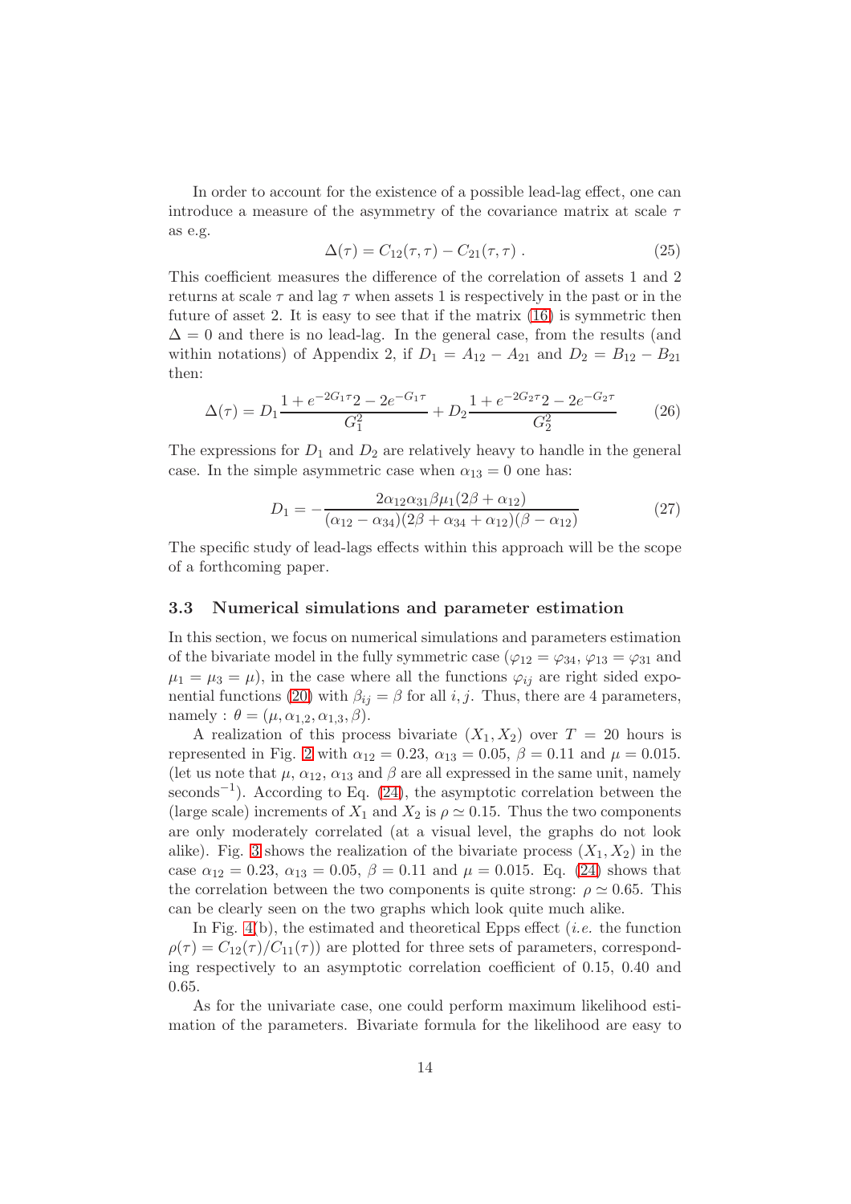In order to account for the existence of a possible lead-lag effect, one can introduce a measure of the asymmetry of the covariance matrix at scale $\tau$ as e.g.

$$\Delta(\tau) = C_{12}(\tau, \tau) - C_{21}(\tau, \tau) \ . \tag{25}$$

This coefficient measures the difference of the correlation of assets 1 and 2 returns at scale $\tau$ and lag $\tau$ when assets 1 is respectively in the past or in the future of asset 2. It is easy to see that if the matrix (16) is symmetric then $\Delta = 0$ and there is no lead-lag. In the general case, from the results (and within notations) of Appendix 2, if $D_1 = A_{12} - A_{21}$ and $D_2 = B_{12} - B_{21}$ then:

$$\Delta(\tau) = D_1 \frac{1 + e^{-2G_1\tau}2 - 2e^{-G_1\tau}}{G_1^2} + D_2 \frac{1 + e^{-2G_2\tau}2 - 2e^{-G_2\tau}}{G_2^2} \tag{26}$$

The expressions for $D_1$ and $D_2$ are relatively heavy to handle in the general case. In the simple asymmetric case when $\alpha_{13} = 0$ one has:

$$D_1 = -\frac{2\alpha_{12}\alpha_{31}\beta\mu_1(2\beta + \alpha_{12})}{(\alpha_{12} - \alpha_{34})(2\beta + \alpha_{34} + \alpha_{12})(\beta - \alpha_{12})} \tag{27}$$

The specific study of lead-lags effects within this approach will be the scope of a forthcoming paper.

### 3.3 Numerical simulations and parameter estimation

In this section, we focus on numerical simulations and parameters estimation of the bivariate model in the fully symmetric case ($\varphi_{12} = \varphi_{34}$, $\varphi_{13} = \varphi_{31}$ and $\mu_1 = \mu_3 = \mu$), in the case where all the functions $\varphi_{ij}$ are right sided exponential functions (20) with $\beta_{ij} = \beta$ for all $i, j$. Thus, there are 4 parameters, namely : $\theta = (\mu, \alpha_{1,2}, \alpha_{1,3}, \beta)$.

A realization of this process bivariate $(X_1, X_2)$ over $T = 20$ hours is represented in Fig. 2 with $\alpha_{12} = 0.23$, $\alpha_{13} = 0.05$, $\beta = 0.11$ and $\mu = 0.015$. (let us note that $\mu$, $\alpha_{12}$, $\alpha_{13}$ and $\beta$ are all expressed in the same unit, namely seconds$^{-1}$). According to Eq. (24), the asymptotic correlation between the (large scale) increments of $X_1$ and $X_2$ is $\rho \simeq 0.15$. Thus the two components are only moderately correlated (at a visual level, the graphs do not look alike). Fig. 3 shows the realization of the bivariate process $(X_1, X_2)$ in the case $\alpha_{12} = 0.23$, $\alpha_{13} = 0.05$, $\beta = 0.11$ and $\mu = 0.015$. Eq. (24) shows that the correlation between the two components is quite strong: $\rho \simeq 0.65$. This can be clearly seen on the two graphs which look quite much alike.

In Fig. 4(b), the estimated and theoretical Epps effect (*i.e.* the function $\rho(\tau) = C_{12}(\tau)/C_{11}(\tau)$) are plotted for three sets of parameters, corresponding respectively to an asymptotic correlation coefficient of 0.15, 0.40 and 0.65.

As for the univariate case, one could perform maximum likelihood estimation of the parameters. Bivariate formula for the likelihood are easy to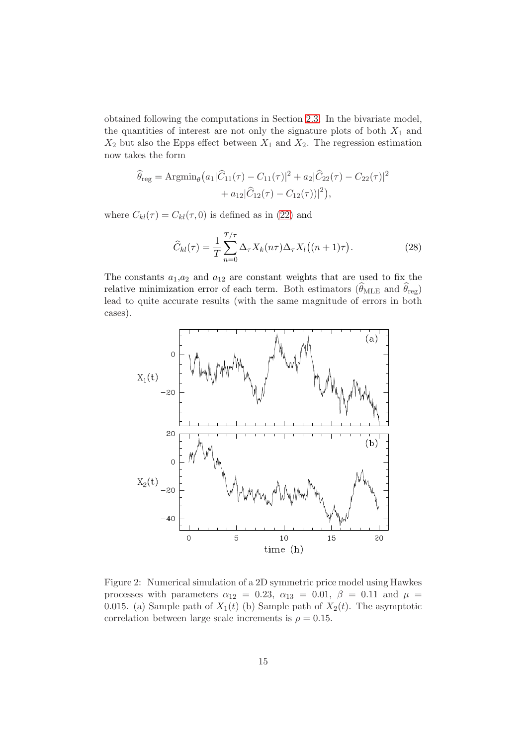obtained following the computations in Section 2.3. In the bivariate model, the quantities of interest are not only the signature plots of both $X_1$ and $X_2$ but also the Epps effect between $X_1$ and $X_2$. The regression estimation now takes the form

$$\widehat{\theta}_{\rm reg} = \mathrm{Argmin}_\theta \big( a_1 |\widehat{C}_{11}(\tau) - C_{11}(\tau)|^2 + a_2 |\widehat{C}_{22}(\tau) - C_{22}(\tau)|^2 + a_{12} |\widehat{C}_{12}(\tau) - C_{12}(\tau))|^2 \big),$$

where $C_{kl}(\tau) = C_{kl}(\tau, 0)$ is defined as in (22) and

$$\widehat{C}_{kl}(\tau) = \frac{1}{T} \sum_{n=0}^{T/\tau} \Delta_\tau X_k(n\tau) \Delta_\tau X_l\big((n+1)\tau\big). \tag{28}$$

The constants $a_1$,$a_2$ and $a_{12}$ are constant weights that are used to fix the relative minimization error of each term. Both estimators ($\widehat{\theta}_{\rm MLE}$ and $\widehat{\theta}_{\rm reg}$) lead to quite accurate results (with the same magnitude of errors in both cases).

Figure 2: Numerical simulation of a 2D symmetric price model using Hawkes processes with parameters $\alpha_{12} = 0.23$, $\alpha_{13} = 0.01$, $\beta = 0.11$ and $\mu = 0.015$. (a) Sample path of $X_1(t)$ (b) Sample path of $X_2(t)$. The asymptotic correlation between large scale increments is $\rho = 0.15$.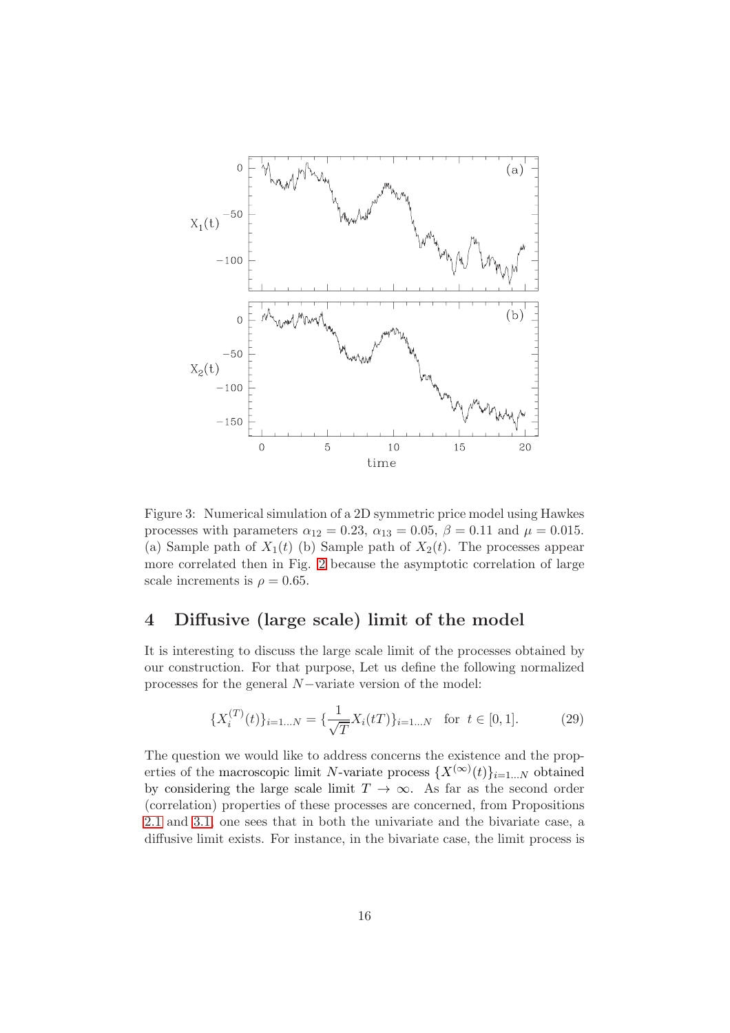Figure 3: Numerical simulation of a 2D symmetric price model using Hawkes processes with parameters $\alpha_{12} = 0.23$, $\alpha_{13} = 0.05$, $\beta = 0.11$ and $\mu = 0.015$. (a) Sample path of $X_1(t)$ (b) Sample path of $X_2(t)$. The processes appear more correlated then in Fig. 2 because the asymptotic correlation of large scale increments is $\rho = 0.65$.

## 4 Diffusive (large scale) limit of the model

It is interesting to discuss the large scale limit of the processes obtained by our construction. For that purpose, Let us define the following normalized processes for the general $N-$variate version of the model:

$$\{X_i^{(T)}(t)\}_{i=1\dots N} = \{\frac{1}{\sqrt{T}} X_i(tT)\}_{i=1\dots N} \quad \text{for } t \in [0,1]. \tag{29}$$

The question we would like to address concerns the existence and the properties of the macroscopic limit $N$-variate process $\{X^{(\infty)}(t)\}_{i=1\dots N}$ obtained by considering the large scale limit $T \to \infty$. As far as the second order (correlation) properties of these processes are concerned, from Propositions 2.1 and 3.1, one sees that in both the univariate and the bivariate case, a diffusive limit exists. For instance, in the bivariate case, the limit process is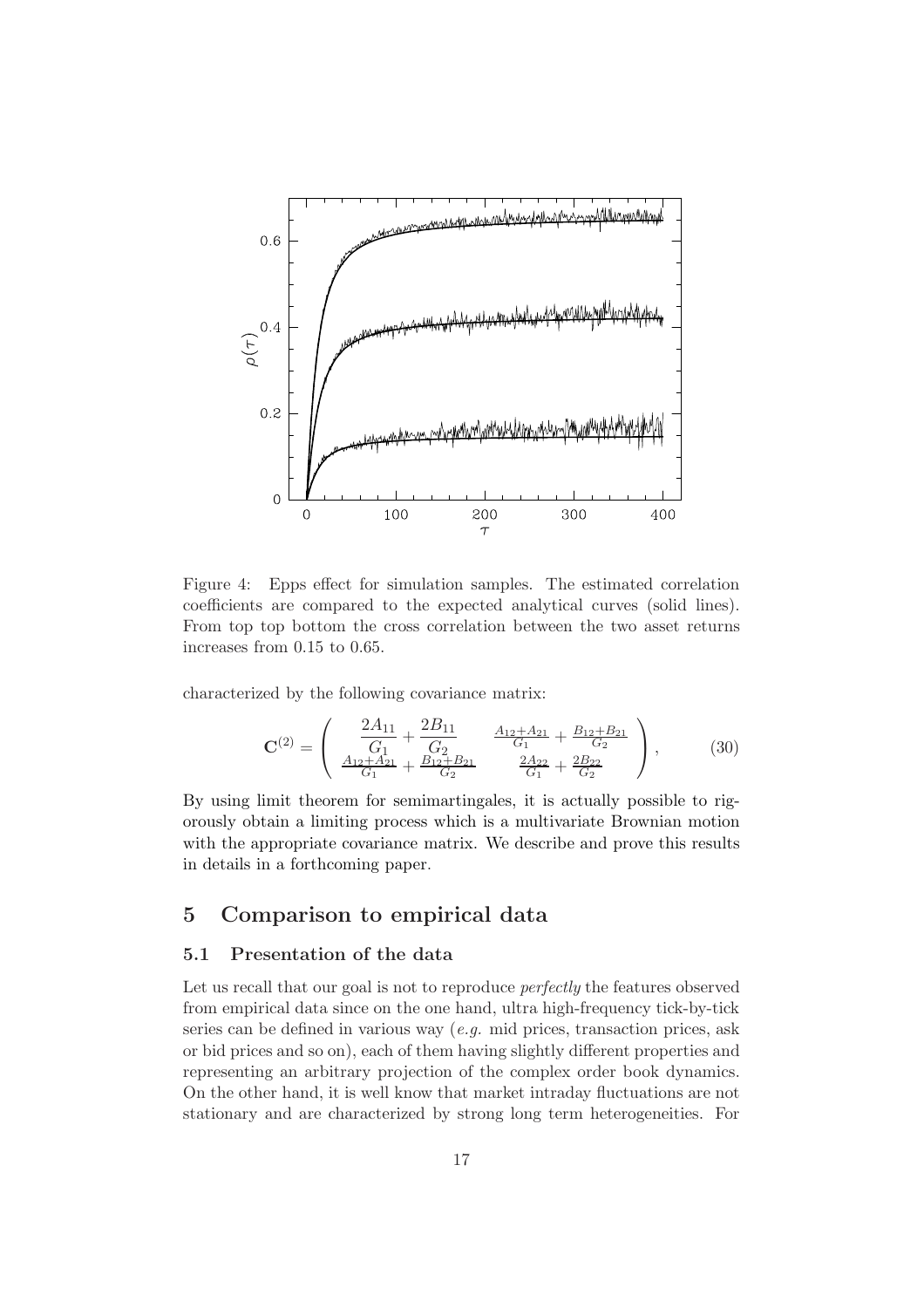Figure 4: Epps effect for simulation samples. The estimated correlation coefficients are compared to the expected analytical curves (solid lines). From top top bottom the cross correlation between the two asset returns increases from 0.15 to 0.65.

characterized by the following covariance matrix:

$$\mathbf{C}^{(2)} = \begin{pmatrix} \dfrac{2A_{11}}{G_1} + \dfrac{2B_{11}}{G_2} & \frac{A_{12}+A_{21}}{G_1} + \frac{B_{12}+B_{21}}{G_2} \\ \frac{A_{12}+A_{21}}{G_1} + \frac{B_{12}+B_{21}}{G_2} & \frac{2A_{22}}{G_1} + \frac{2B_{22}}{G_2} \end{pmatrix}, \tag{30}$$

By using limit theorem for semimartingales, it is actually possible to rigorously obtain a limiting process which is a multivariate Brownian motion with the appropriate covariance matrix. We describe and prove this results in details in a forthcoming paper.

## 5 Comparison to empirical data

### 5.1 Presentation of the data

Let us recall that our goal is not to reproduce *perfectly* the features observed from empirical data since on the one hand, ultra high-frequency tick-by-tick series can be defined in various way (*e.g.* mid prices, transaction prices, ask or bid prices and so on), each of them having slightly different properties and representing an arbitrary projection of the complex order book dynamics. On the other hand, it is well know that market intraday fluctuations are not stationary and are characterized by strong long term heterogeneities. For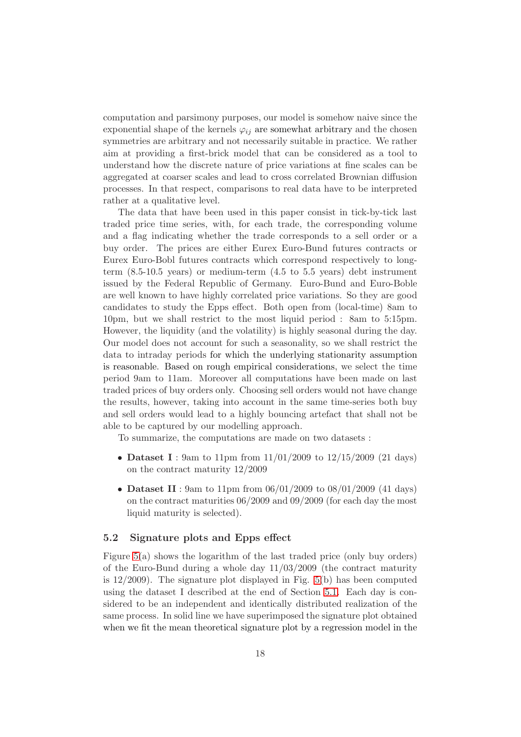computation and parsimony purposes, our model is somehow naive since the exponential shape of the kernels $\varphi_{ij}$ are somewhat arbitrary and the chosen symmetries are arbitrary and not necessarily suitable in practice. We rather aim at providing a first-brick model that can be considered as a tool to understand how the discrete nature of price variations at fine scales can be aggregated at coarser scales and lead to cross correlated Brownian diffusion processes. In that respect, comparisons to real data have to be interpreted rather at a qualitative level.

The data that have been used in this paper consist in tick-by-tick last traded price time series, with, for each trade, the corresponding volume and a flag indicating whether the trade corresponds to a sell order or a buy order. The prices are either Eurex Euro-Bund futures contracts or Eurex Euro-Bobl futures contracts which correspond respectively to long-term (8.5-10.5 years) or medium-term (4.5 to 5.5 years) debt instrument issued by the Federal Republic of Germany. Euro-Bund and Euro-Boble are well known to have highly correlated price variations. So they are good candidates to study the Epps effect. Both open from (local-time) 8am to 10pm, but we shall restrict to the most liquid period : 8am to 5:15pm. However, the liquidity (and the volatility) is highly seasonal during the day. Our model does not account for such a seasonality, so we shall restrict the data to intraday periods for which the underlying stationarity assumption is reasonable. Based on rough empirical considerations, we select the time period 9am to 11am. Moreover all computations have been made on last traded prices of buy orders only. Choosing sell orders would not have change the results, however, taking into account in the same time-series both buy and sell orders would lead to a highly bouncing artefact that shall not be able to be captured by our modelling approach.

To summarize, the computations are made on two datasets :

- **Dataset I** : 9am to 11pm from 11/01/2009 to 12/15/2009 (21 days) on the contract maturity 12/2009
- **Dataset II** : 9am to 11pm from 06/01/2009 to 08/01/2009 (41 days) on the contract maturities 06/2009 and 09/2009 (for each day the most liquid maturity is selected).

### 5.2 Signature plots and Epps effect

Figure 5(a) shows the logarithm of the last traded price (only buy orders) of the Euro-Bund during a whole day 11/03/2009 (the contract maturity is 12/2009). The signature plot displayed in Fig. 5(b) has been computed using the dataset I described at the end of Section 5.1. Each day is considered to be an independent and identically distributed realization of the same process. In solid line we have superimposed the signature plot obtained when we fit the mean theoretical signature plot by a regression model in the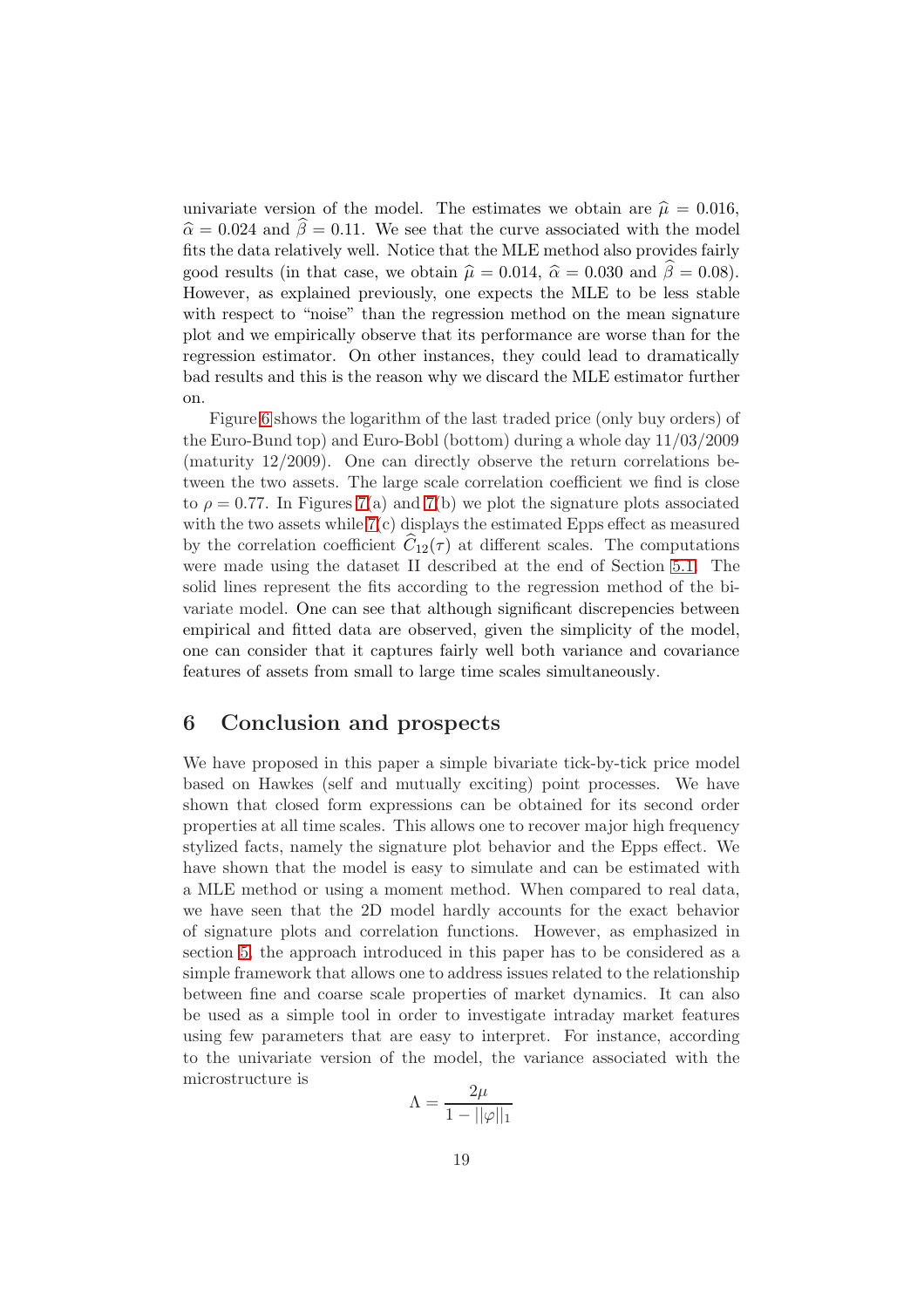univariate version of the model. The estimates we obtain are $\widehat{\mu} = 0.016$, $\widehat{\alpha} = 0.024$ and $\widehat{\beta} = 0.11$. We see that the curve associated with the model fits the data relatively well. Notice that the MLE method also provides fairly good results (in that case, we obtain $\widehat{\mu} = 0.014$, $\widehat{\alpha} = 0.030$ and $\widehat{\beta} = 0.08$). However, as explained previously, one expects the MLE to be less stable with respect to "noise" than the regression method on the mean signature plot and we empirically observe that its performance are worse than for the regression estimator. On other instances, they could lead to dramatically bad results and this is the reason why we discard the MLE estimator further on.

Figure 6 shows the logarithm of the last traded price (only buy orders) of the Euro-Bund top) and Euro-Bobl (bottom) during a whole day 11/03/2009 (maturity 12/2009). One can directly observe the return correlations between the two assets. The large scale correlation coefficient we find is close to $\rho = 0.77$. In Figures 7(a) and 7(b) we plot the signature plots associated with the two assets while 7(c) displays the estimated Epps effect as measured by the correlation coefficient $\widehat{C}_{12}(\tau)$ at different scales. The computations were made using the dataset II described at the end of Section 5.1. The solid lines represent the fits according to the regression method of the bivariate model. One can see that although significant discrepencies between empirical and fitted data are observed, given the simplicity of the model, one can consider that it captures fairly well both variance and covariance features of assets from small to large time scales simultaneously.

## 6 Conclusion and prospects

We have proposed in this paper a simple bivariate tick-by-tick price model based on Hawkes (self and mutually exciting) point processes. We have shown that closed form expressions can be obtained for its second order properties at all time scales. This allows one to recover major high frequency stylized facts, namely the signature plot behavior and the Epps effect. We have shown that the model is easy to simulate and can be estimated with a MLE method or using a moment method. When compared to real data, we have seen that the 2D model hardly accounts for the exact behavior of signature plots and correlation functions. However, as emphasized in section 5, the approach introduced in this paper has to be considered as a simple framework that allows one to address issues related to the relationship between fine and coarse scale properties of market dynamics. It can also be used as a simple tool in order to investigate intraday market features using few parameters that are easy to interpret. For instance, according to the univariate version of the model, the variance associated with the microstructure is

$$\Lambda = \frac{2\mu}{1 - ||\varphi||_1}$$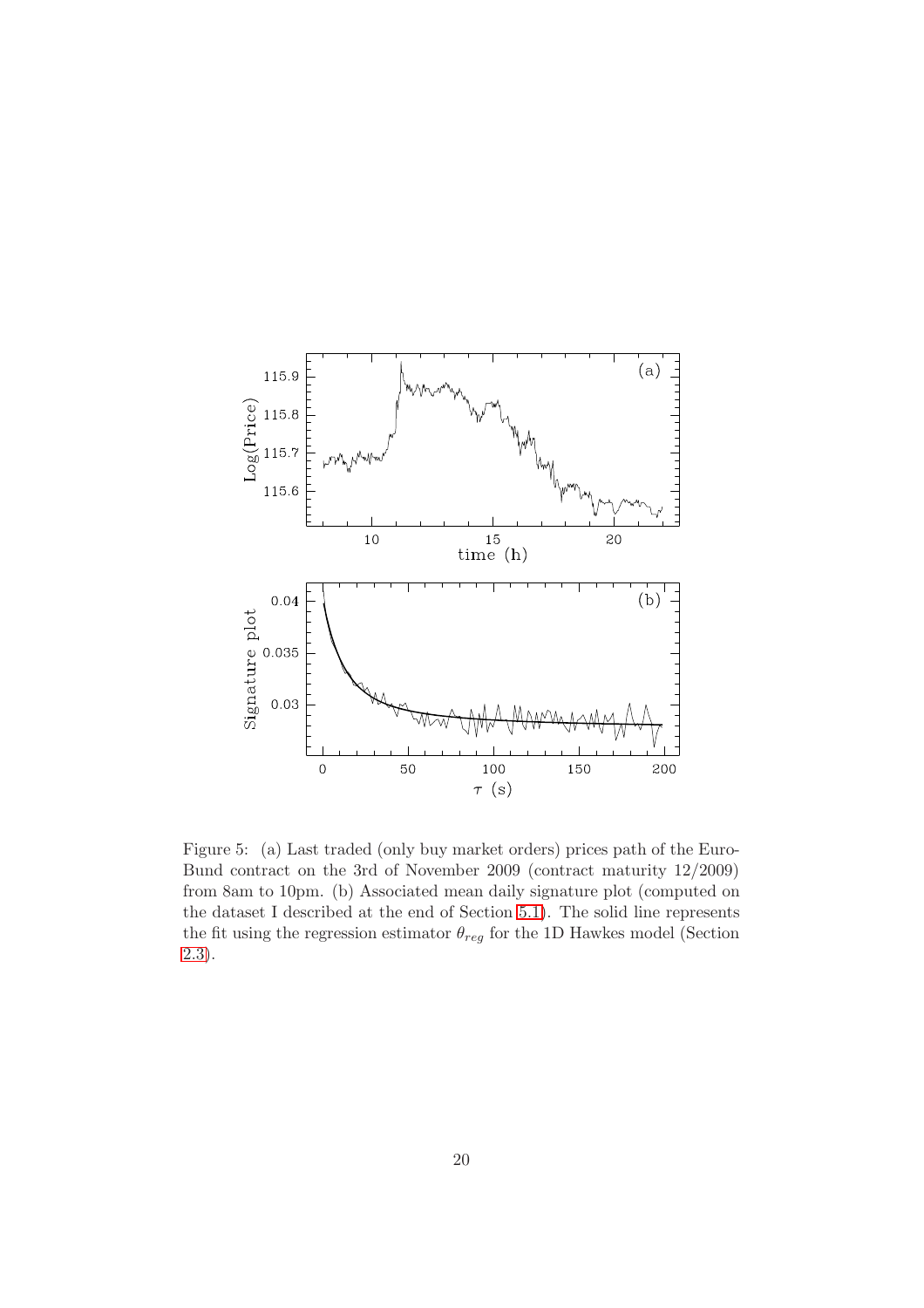Figure 5: (a) Last traded (only buy market orders) prices path of the Euro-Bund contract on the 3rd of November 2009 (contract maturity 12/2009) from 8am to 10pm. (b) Associated mean daily signature plot (computed on the dataset I described at the end of Section 5.1). The solid line represents the fit using the regression estimator $\theta_{reg}$ for the 1D Hawkes model (Section 2.3).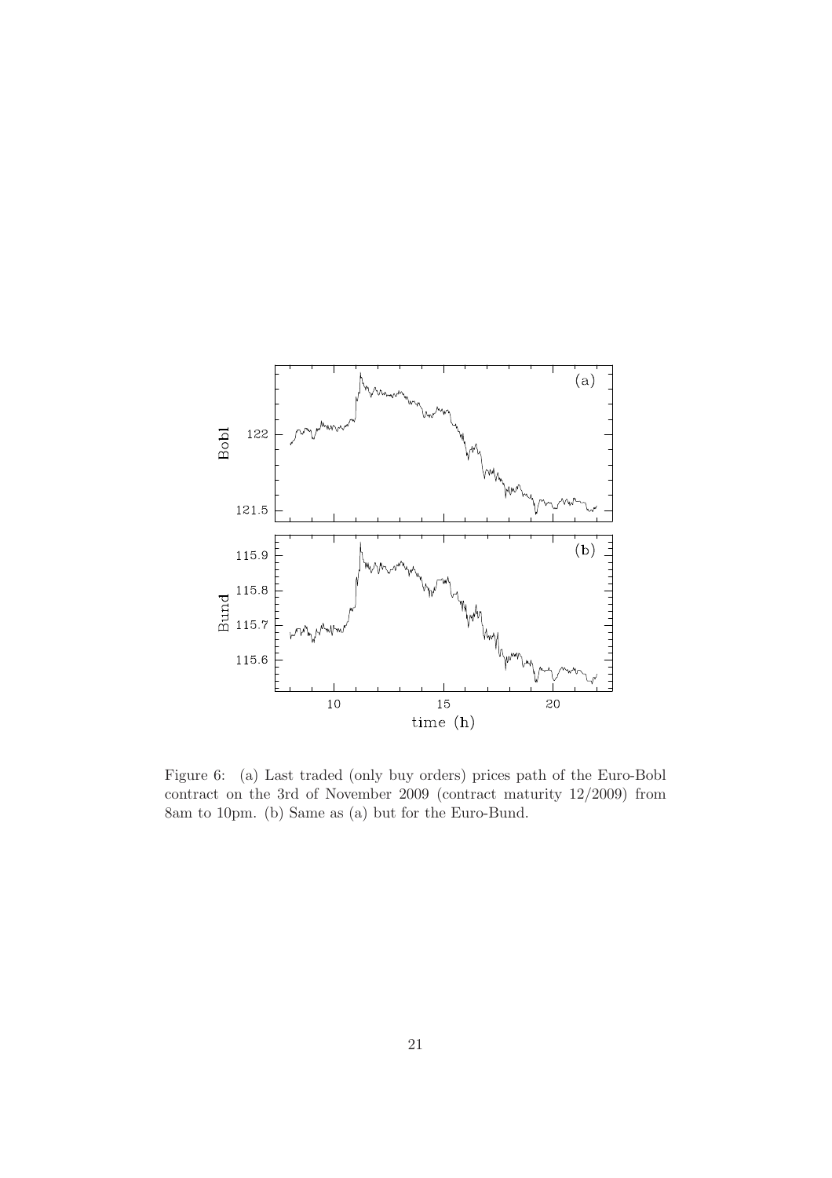Figure 6: (a) Last traded (only buy orders) prices path of the Euro-Bobl contract on the 3rd of November 2009 (contract maturity 12/2009) from 8am to 10pm. (b) Same as (a) but for the Euro-Bund.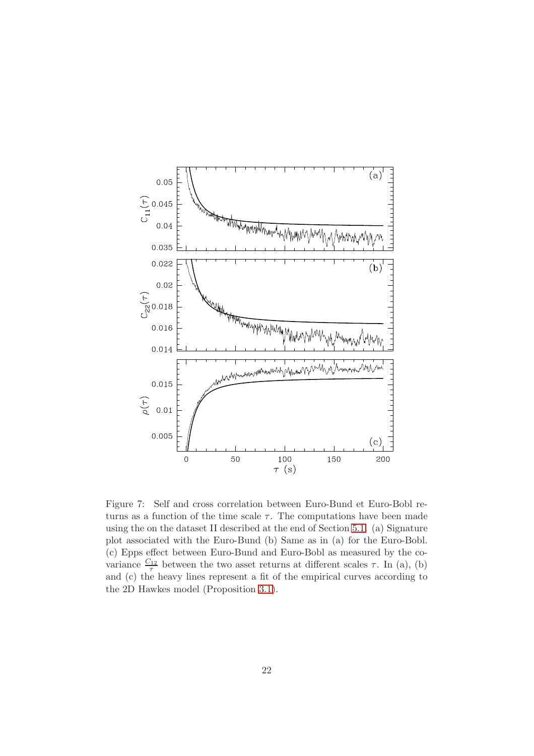Figure 7: Self and cross correlation between Euro-Bund et Euro-Bobl returns as a function of the time scale $\tau$. The computations have been made using the on the dataset II described at the end of Section 5.1. (a) Signature plot associated with the Euro-Bund (b) Same as in (a) for the Euro-Bobl. (c) Epps effect between Euro-Bund and Euro-Bobl as measured by the covariance $\frac{C_{12}}{\tau}$ between the two asset returns at different scales $\tau$. In (a), (b) and (c) the heavy lines represent a fit of the empirical curves according to the 2D Hawkes model (Proposition 3.1).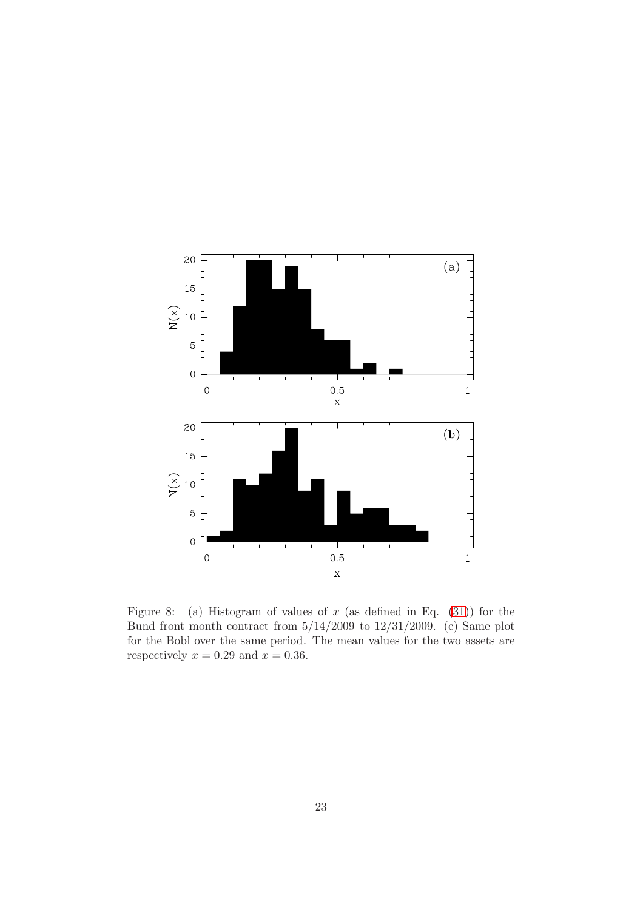Figure 8: (a) Histogram of values of $x$ (as defined in Eq. (31)) for the Bund front month contract from 5/14/2009 to 12/31/2009. (c) Same plot for the Bobl over the same period. The mean values for the two assets are respectively $x = 0.29$ and $x = 0.36$.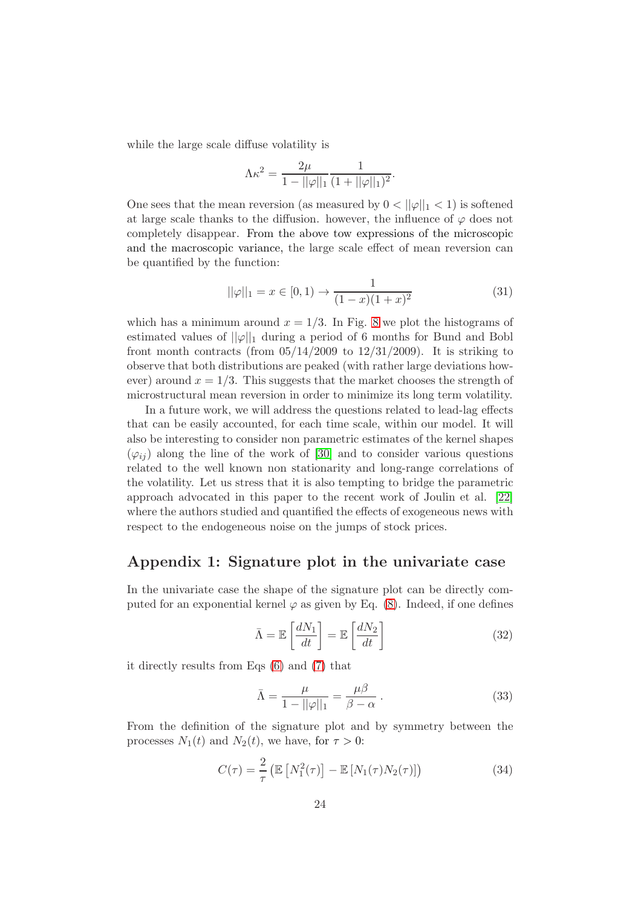while the large scale diffuse volatility is

$$\Lambda \kappa^2 = \frac{2\mu}{1 - ||\varphi||_1} \frac{1}{(1 + ||\varphi||_1)^2}.$$

One sees that the mean reversion (as measured by $0 < ||\varphi||_1 < 1$) is softened at large scale thanks to the diffusion. however, the influence of $\varphi$ does not completely disappear. From the above tow expressions of the microscopic and the macroscopic variance, the large scale effect of mean reversion can be quantified by the function:

$$||\varphi||_1 = x \in [0, 1) \to \frac{1}{(1 - x)(1 + x)^2} \tag{31}$$

which has a minimum around $x = 1/3$. In Fig. 8 we plot the histograms of estimated values of $||\varphi||_1$ during a period of 6 months for Bund and Bobl front month contracts (from 05/14/2009 to 12/31/2009). It is striking to observe that both distributions are peaked (with rather large deviations however) around $x = 1/3$. This suggests that the market chooses the strength of microstructural mean reversion in order to minimize its long term volatility.

In a future work, we will address the questions related to lead-lag effects that can be easily accounted, for each time scale, within our model. It will also be interesting to consider non parametric estimates of the kernel shapes $(\varphi_{ij})$ along the line of the work of [30] and to consider various questions related to the well known non stationarity and long-range correlations of the volatility. Let us stress that it is also tempting to bridge the parametric approach advocated in this paper to the recent work of Joulin et al. [22] where the authors studied and quantified the effects of exogeneous news with respect to the endogeneous noise on the jumps of stock prices.

## Appendix 1: Signature plot in the univariate case

In the univariate case the shape of the signature plot can be directly computed for an exponential kernel $\varphi$ as given by Eq. (8). Indeed, if one defines

$$\bar{\Lambda} = \mathbb{E}\left[\frac{dN_1}{dt}\right] = \mathbb{E}\left[\frac{dN_2}{dt}\right] \tag{32}$$

it directly results from Eqs (6) and (7) that

$$\bar{\Lambda} = \frac{\mu}{1 - ||\varphi||_1} = \frac{\mu\beta}{\beta - \alpha} \,. \tag{33}$$

From the definition of the signature plot and by symmetry between the processes $N_1(t)$ and $N_2(t)$, we have, for $\tau > 0$:

$$C(\tau) = \frac{2}{\tau}\left(\mathbb{E}\left[N_1^2(\tau)\right] - \mathbb{E}\left[N_1(\tau)N_2(\tau)\right]\right) \tag{34}$$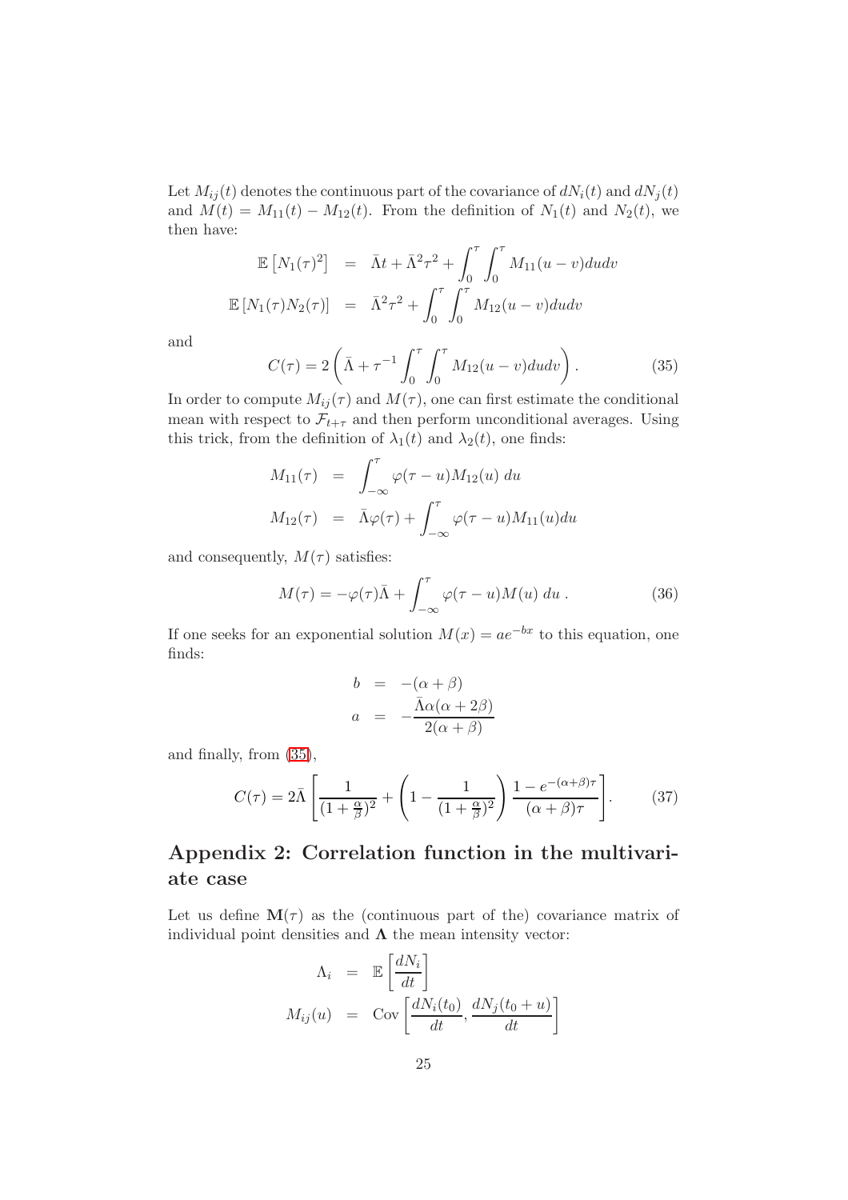Let $M_{ij}(t)$ denotes the continuous part of the covariance of $dN_i(t)$ and $dN_j(t)$ and $M(t) = M_{11}(t) - M_{12}(t)$. From the definition of $N_1(t)$ and $N_2(t)$, we then have:

$$
\begin{aligned}
\mathbb{E}\left[N_1(\tau)^2\right] &= \bar{\Lambda}t + \bar{\Lambda}^2\tau^2 + \int_0^\tau \int_0^\tau M_{11}(u-v)dudv \\
\mathbb{E}\left[N_1(\tau)N_2(\tau)\right] &= \bar{\Lambda}^2\tau^2 + \int_0^\tau \int_0^\tau M_{12}(u-v)dudv
\end{aligned}
$$

and

$$
C(\tau) = 2\left(\bar{\Lambda} + \tau^{-1}\int_0^\tau \int_0^\tau M_{12}(u-v)dudv\right). \tag{35}
$$

In order to compute $M_{ij}(\tau)$ and $M(\tau)$, one can first estimate the conditional mean with respect to $\mathcal{F}_{t+\tau}$ and then perform unconditional averages. Using this trick, from the definition of $\lambda_1(t)$ and $\lambda_2(t)$, one finds:

$$
\begin{aligned}
M_{11}(\tau) &= \int_{-\infty}^\tau \varphi(\tau-u)M_{12}(u)\, du \\
M_{12}(\tau) &= \bar{\Lambda}\varphi(\tau) + \int_{-\infty}^\tau \varphi(\tau-u)M_{11}(u)du
\end{aligned}
$$

and consequently, $M(\tau)$ satisfies:

$$
M(\tau) = -\varphi(\tau)\bar{\Lambda} + \int_{-\infty}^\tau \varphi(\tau-u)M(u)\, du\ . \tag{36}
$$

If one seeks for an exponential solution $M(x) = ae^{-bx}$ to this equation, one finds:

$$
\begin{aligned}
b &= -(\alpha+\beta) \\
a &= -\frac{\bar{\Lambda}\alpha(\alpha+2\beta)}{2(\alpha+\beta)}
\end{aligned}
$$

and finally, from (35),

$$
C(\tau) = 2\bar{\Lambda}\left[\frac{1}{(1+\frac{\alpha}{\beta})^2} + \left(1 - \frac{1}{(1+\frac{\alpha}{\beta})^2}\right)\frac{1-e^{-(\alpha+\beta)\tau}}{(\alpha+\beta)\tau}\right]. \tag{37}
$$

## Appendix 2: Correlation function in the multivariate case

Let us define $\mathbf{M}(\tau)$ as the (continuous part of the) covariance matrix of individual point densities and $\mathbf{\Lambda}$ the mean intensity vector:

$$
\begin{aligned}
\Lambda_i &= \mathbb{E}\left[\frac{dN_i}{dt}\right] \\
M_{ij}(u) &= \mathrm{Cov}\left[\frac{dN_i(t_0)}{dt}, \frac{dN_j(t_0+u)}{dt}\right]
\end{aligned}
$$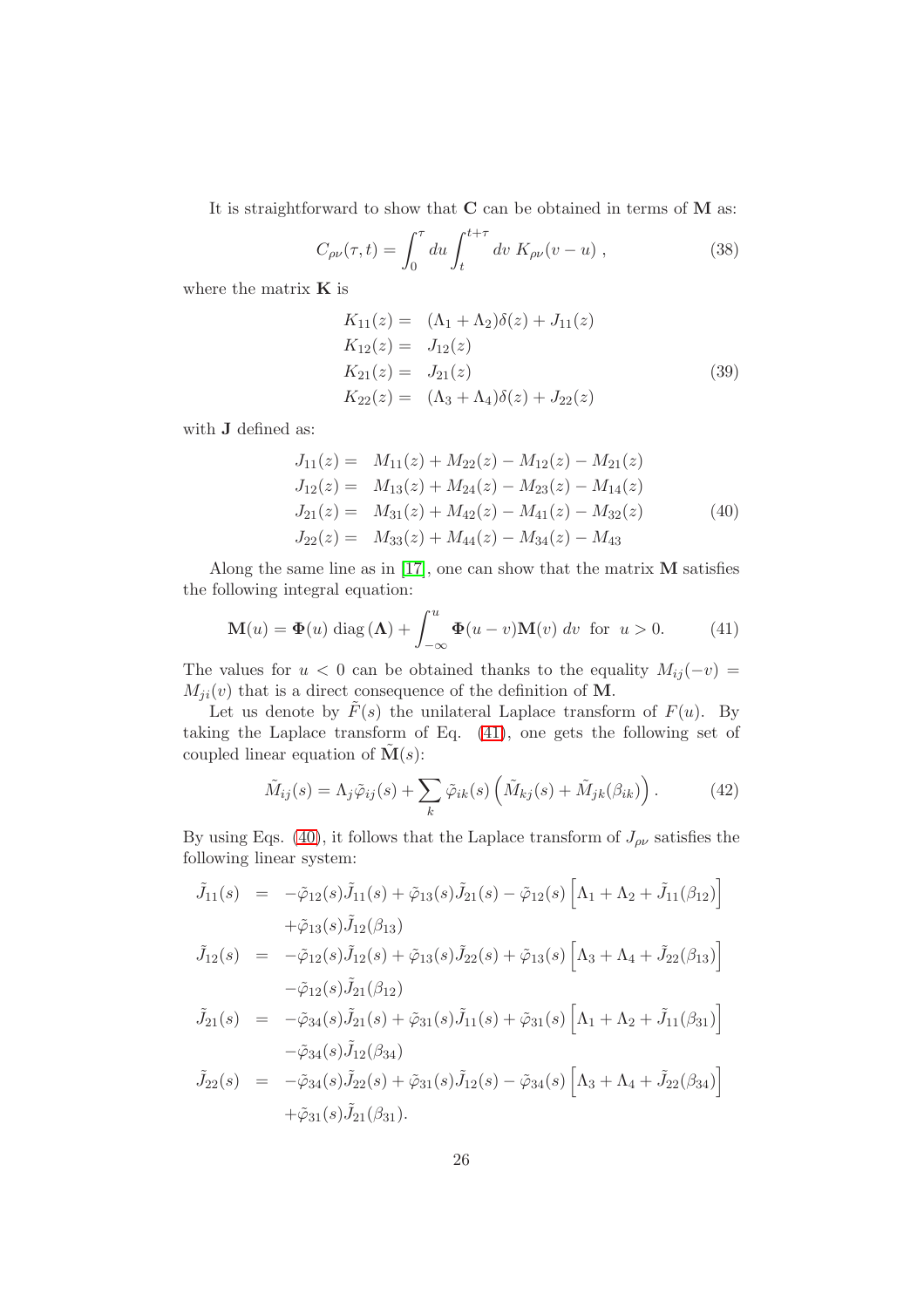It is straightforward to show that $\mathbf{C}$ can be obtained in terms of $\mathbf{M}$ as:

$$C_{\rho\nu}(\tau,t) = \int_0^{\tau} du \int_t^{t+\tau} dv \; K_{\rho\nu}(v-u) \; , \tag{38}$$

where the matrix $\mathbf{K}$ is

$$\begin{aligned}
K_{11}(z) = &\quad (\Lambda_1+\Lambda_2)\delta(z) + J_{11}(z) \\
K_{12}(z) = &\quad J_{12}(z) \\
K_{21}(z) = &\quad J_{21}(z) \\
K_{22}(z) = &\quad (\Lambda_3+\Lambda_4)\delta(z) + J_{22}(z)
\end{aligned} \tag{39}$$

with $\mathbf{J}$ defined as:

$$\begin{aligned}
J_{11}(z) = &\quad M_{11}(z) + M_{22}(z) - M_{12}(z) - M_{21}(z) \\
J_{12}(z) = &\quad M_{13}(z) + M_{24}(z) - M_{23}(z) - M_{14}(z) \\
J_{21}(z) = &\quad M_{31}(z) + M_{42}(z) - M_{41}(z) - M_{32}(z) \\
J_{22}(z) = &\quad M_{33}(z) + M_{44}(z) - M_{34}(z) - M_{43}
\end{aligned} \tag{40}$$

Along the same line as in [17], one can show that the matrix $\mathbf{M}$ satisfies the following integral equation:

$$\mathbf{M}(u) = \mathbf{\Phi}(u)\,\mathrm{diag}\,(\mathbf{\Lambda}) + \int_{-\infty}^{u} \mathbf{\Phi}(u-v)\mathbf{M}(v)\; dv \;\; \text{for} \;\; u>0. \tag{41}$$

The values for $u<0$ can be obtained thanks to the equality $M_{ij}(-v) = M_{ji}(v)$ that is a direct consequence of the definition of $\mathbf{M}$.

Let us denote by $\tilde{F}(s)$ the unilateral Laplace transform of $F(u)$. By taking the Laplace transform of Eq. (41), one gets the following set of coupled linear equation of $\tilde{\mathbf{M}}(s)$:

$$\tilde{M}_{ij}(s) = \Lambda_j \tilde{\varphi}_{ij}(s) + \sum_k \tilde{\varphi}_{ik}(s)\left(\tilde{M}_{kj}(s) + \tilde{M}_{jk}(\beta_{ik})\right). \tag{42}$$

By using Eqs. (40), it follows that the Laplace transform of $J_{\rho\nu}$ satisfies the following linear system:

$$\begin{aligned}
\tilde{J}_{11}(s) &= -\tilde{\varphi}_{12}(s)\tilde{J}_{11}(s) + \tilde{\varphi}_{13}(s)\tilde{J}_{21}(s) - \tilde{\varphi}_{12}(s)\left[\Lambda_1+\Lambda_2+\tilde{J}_{11}(\beta_{12})\right] \\
&\quad +\tilde{\varphi}_{13}(s)\tilde{J}_{12}(\beta_{13}) \\
\tilde{J}_{12}(s) &= -\tilde{\varphi}_{12}(s)\tilde{J}_{12}(s) + \tilde{\varphi}_{13}(s)\tilde{J}_{22}(s) + \tilde{\varphi}_{13}(s)\left[\Lambda_3+\Lambda_4+\tilde{J}_{22}(\beta_{13})\right] \\
&\quad -\tilde{\varphi}_{12}(s)\tilde{J}_{21}(\beta_{12}) \\
\tilde{J}_{21}(s) &= -\tilde{\varphi}_{34}(s)\tilde{J}_{21}(s) + \tilde{\varphi}_{31}(s)\tilde{J}_{11}(s) + \tilde{\varphi}_{31}(s)\left[\Lambda_1+\Lambda_2+\tilde{J}_{11}(\beta_{31})\right] \\
&\quad -\tilde{\varphi}_{34}(s)\tilde{J}_{12}(\beta_{34}) \\
\tilde{J}_{22}(s) &= -\tilde{\varphi}_{34}(s)\tilde{J}_{22}(s) + \tilde{\varphi}_{31}(s)\tilde{J}_{12}(s) - \tilde{\varphi}_{34}(s)\left[\Lambda_3+\Lambda_4+\tilde{J}_{22}(\beta_{34})\right] \\
&\quad +\tilde{\varphi}_{31}(s)\tilde{J}_{21}(\beta_{31}).
\end{aligned}$$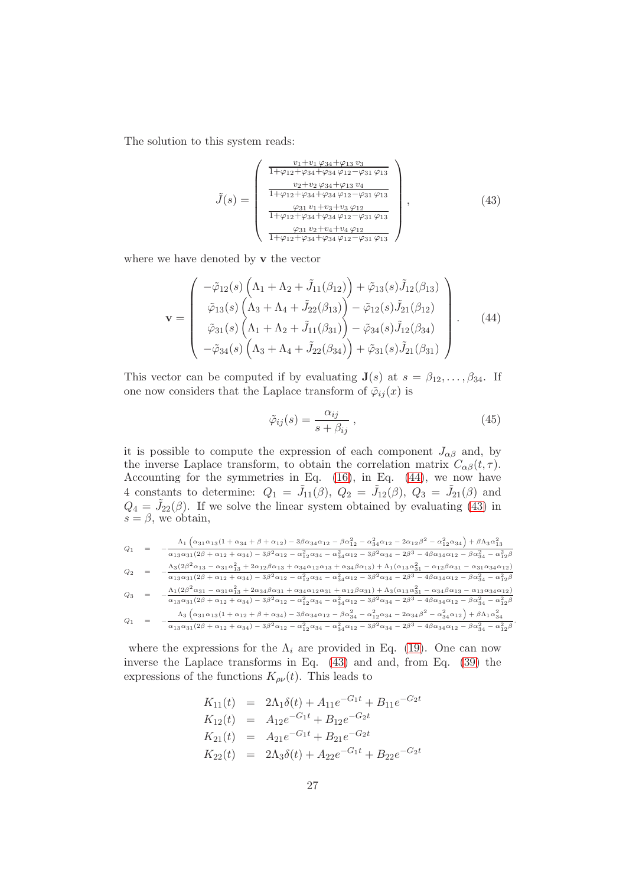The solution to this system reads:

$$
\tilde{J}(s) = \left( \begin{array}{c} \frac{v_1 + v_1\,\varphi_{34} + \varphi_{13}\,v_3}{1+\varphi_{12}+\varphi_{34}+\varphi_{34}\,\varphi_{12}-\varphi_{31}\,\varphi_{13}} \\ \frac{v_2 + v_2\,\varphi_{34} + \varphi_{13}\,v_4}{1+\varphi_{12}+\varphi_{34}+\varphi_{34}\,\varphi_{12}-\varphi_{31}\,\varphi_{13}} \\ \frac{\varphi_{31}\,v_1 + v_3 + v_3\,\varphi_{12}}{1+\varphi_{12}+\varphi_{34}+\varphi_{34}\,\varphi_{12}-\varphi_{31}\,\varphi_{13}} \\ \frac{\varphi_{31}\,v_2 + v_4 + v_4\,\varphi_{12}}{1+\varphi_{12}+\varphi_{34}+\varphi_{34}\,\varphi_{12}-\varphi_{31}\,\varphi_{13}} \end{array} \right) , \tag{43}
$$

where we have denoted by $\mathbf{v}$ the vector

$$
\mathbf{v} = \left( \begin{array}{c} -\tilde{\varphi}_{12}(s)\left(\Lambda_1 + \Lambda_2 + \tilde{J}_{11}(\beta_{12})\right) + \tilde{\varphi}_{13}(s)\tilde{J}_{12}(\beta_{13}) \\ \tilde{\varphi}_{13}(s)\left(\Lambda_3 + \Lambda_4 + \tilde{J}_{22}(\beta_{13})\right) - \tilde{\varphi}_{12}(s)\tilde{J}_{21}(\beta_{12}) \\ \tilde{\varphi}_{31}(s)\left(\Lambda_1 + \Lambda_2 + \tilde{J}_{11}(\beta_{31})\right) - \tilde{\varphi}_{34}(s)\tilde{J}_{12}(\beta_{34}) \\ -\tilde{\varphi}_{34}(s)\left(\Lambda_3 + \Lambda_4 + \tilde{J}_{22}(\beta_{34})\right) + \tilde{\varphi}_{31}(s)\tilde{J}_{21}(\beta_{31}) \end{array} \right) . \tag{44}
$$

This vector can be computed if by evaluating $\mathbf{J}(s)$ at $s = \beta_{12}, \ldots, \beta_{34}$. If one now considers that the Laplace transform of $\tilde{\varphi}_{ij}(x)$ is

$$
\tilde{\varphi}_{ij}(s) = \frac{\alpha_{ij}}{s + \beta_{ij}} , \tag{45}
$$

it is possible to compute the expression of each component $J_{\alpha\beta}$ and, by the inverse Laplace transform, to obtain the correlation matrix $C_{\alpha\beta}(t,\tau)$. Accounting for the symmetries in Eq. (16), in Eq. (44), we now have 4 constants to determine: $Q_1 = \tilde{J}_{11}(\beta)$, $Q_2 = \tilde{J}_{12}(\beta)$, $Q_3 = \tilde{J}_{21}(\beta)$ and $Q_4 = \tilde{J}_{22}(\beta)$. If we solve the linear system obtained by evaluating (43) in $s = \beta$, we obtain,

$$
\begin{aligned}
Q_1 &= -\frac{\Lambda_1\left(\alpha_{31}\alpha_{13}(1+\alpha_{34}+\beta+\alpha_{12}) - 3\beta\alpha_{34}\alpha_{12} - \beta\alpha_{12}^2 - \alpha_{34}^2\alpha_{12} - 2\alpha_{12}\beta^2 - \alpha_{12}^2\alpha_{34}\right) + \beta\Lambda_3\alpha_{13}^2}{\alpha_{13}\alpha_{31}(2\beta+\alpha_{12}+\alpha_{34}) - 3\beta^2\alpha_{12} - \alpha_{12}^2\alpha_{34} - \alpha_{34}^2\alpha_{12} - 3\beta^2\alpha_{34} - 2\beta^3 - 4\beta\alpha_{34}\alpha_{12} - \beta\alpha_{34}^2 - \alpha_{12}^2\beta} \\
Q_2 &= -\frac{\Lambda_3(2\beta^2\alpha_{13} - \alpha_{31}\alpha_{13}^2 + 2\alpha_{12}\beta\alpha_{13} + \alpha_{34}\alpha_{12}\alpha_{13} + \alpha_{34}\beta\alpha_{13}) + \Lambda_1(\alpha_{13}\alpha_{31}^2 - \alpha_{12}\beta\alpha_{31} - \alpha_{31}\alpha_{34}\alpha_{12})}{\alpha_{13}\alpha_{31}(2\beta+\alpha_{12}+\alpha_{34}) - 3\beta^2\alpha_{12} - \alpha_{12}^2\alpha_{34} - \alpha_{34}^2\alpha_{12} - 3\beta^2\alpha_{34} - 2\beta^3 - 4\beta\alpha_{34}\alpha_{12} - \beta\alpha_{34}^2 - \alpha_{12}^2\beta} \\
Q_3 &= -\frac{\Lambda_1(2\beta^2\alpha_{31} - \alpha_{31}\alpha_{13}^2 + 2\alpha_{34}\beta\alpha_{31} + \alpha_{34}\alpha_{12}\alpha_{31} + \alpha_{12}\beta\alpha_{31}) + \Lambda_3(\alpha_{13}\alpha_{31}^2 - \alpha_{34}\beta\alpha_{13} - \alpha_{13}\alpha_{34}\alpha_{12})}{\alpha_{13}\alpha_{31}(2\beta+\alpha_{12}+\alpha_{34}) - 3\beta^2\alpha_{12} - \alpha_{12}^2\alpha_{34} - \alpha_{34}^2\alpha_{12} - 3\beta^2\alpha_{34} - 2\beta^3 - 4\beta\alpha_{34}\alpha_{12} - \beta\alpha_{34}^2 - \alpha_{12}^2\beta} \\
Q_1 &= -\frac{\Lambda_3\left(\alpha_{31}\alpha_{13}(1+\alpha_{12}+\beta+\alpha_{34}) - 3\beta\alpha_{34}\alpha_{12} - \beta\alpha_{34}^2 - \alpha_{12}^2\alpha_{34} - 2\alpha_{34}\beta^2 - \alpha_{34}^2\alpha_{12}\right) + \beta\Lambda_1\alpha_{34}^2}{\alpha_{13}\alpha_{31}(2\beta+\alpha_{12}+\alpha_{34}) - 3\beta^2\alpha_{12} - \alpha_{12}^2\alpha_{34} - \alpha_{34}^2\alpha_{12} - 3\beta^2\alpha_{34} - 2\beta^3 - 4\beta\alpha_{34}\alpha_{12} - \beta\alpha_{34}^2 - \alpha_{12}^2\beta} .
\end{aligned}
$$

where the expressions for the $\Lambda_i$ are provided in Eq. (19). One can now inverse the Laplace transforms in Eq. (43) and and, from Eq. (39) the expressions of the functions $K_{\rho\nu}(t)$. This leads to

$$
\begin{aligned}
K_{11}(t) &= 2\Lambda_1\delta(t) + A_{11}e^{-G_1 t} + B_{11}e^{-G_2 t} \\
K_{12}(t) &= A_{12}e^{-G_1 t} + B_{12}e^{-G_2 t} \\
K_{21}(t) &= A_{21}e^{-G_1 t} + B_{21}e^{-G_2 t} \\
K_{22}(t) &= 2\Lambda_3\delta(t) + A_{22}e^{-G_1 t} + B_{22}e^{-G_2 t}
\end{aligned}
$$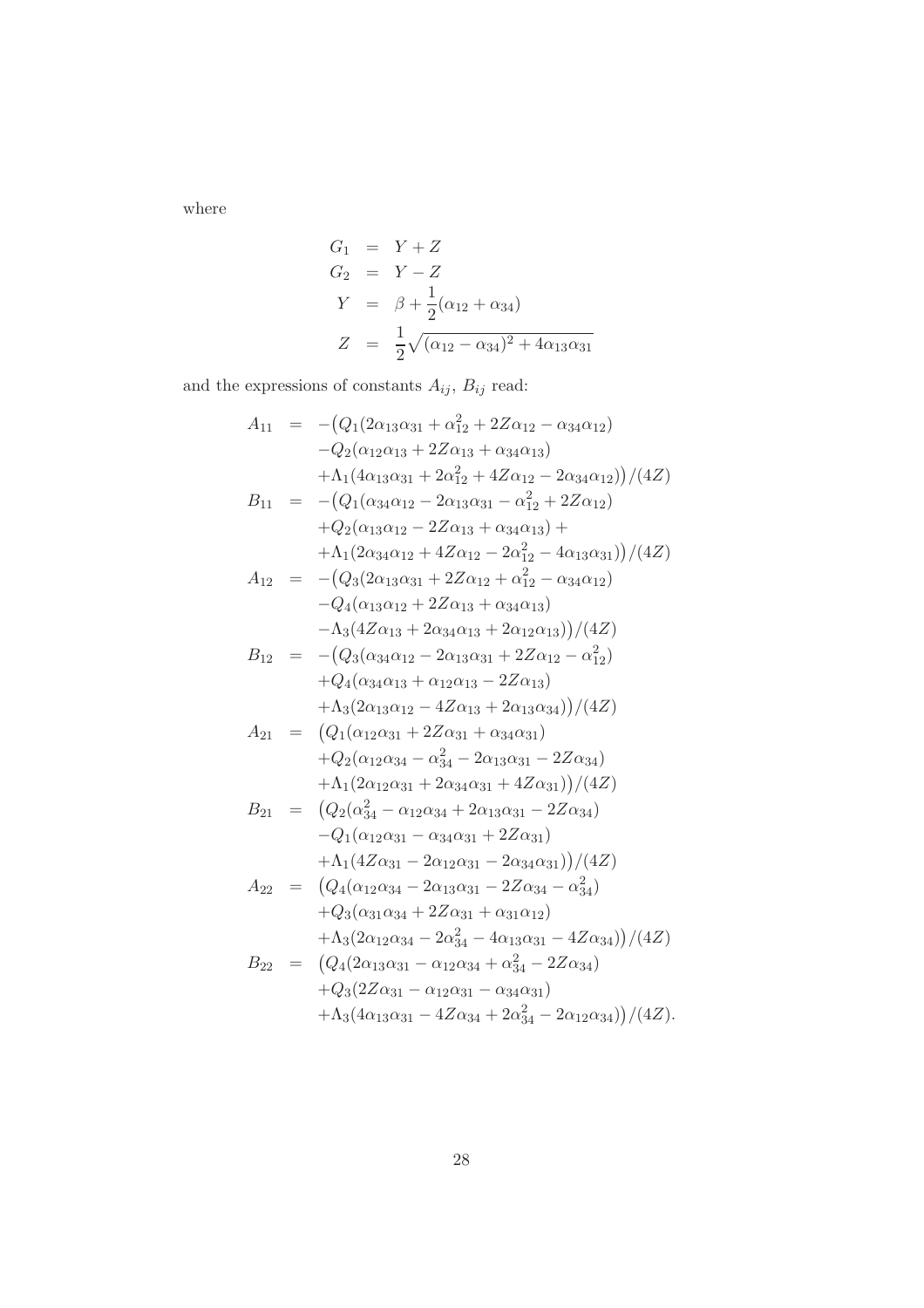where

$$
\begin{aligned}
G_1 &= Y + Z \\
G_2 &= Y - Z \\
Y &= \beta + \frac{1}{2}(\alpha_{12} + \alpha_{34}) \\
Z &= \frac{1}{2}\sqrt{(\alpha_{12} - \alpha_{34})^2 + 4\alpha_{13}\alpha_{31}}
\end{aligned}
$$

and the expressions of constants $A_{ij}$, $B_{ij}$ read:

$$
\begin{aligned}
A_{11} &= -\big(Q_1(2\alpha_{13}\alpha_{31} + \alpha_{12}^2 + 2Z\alpha_{12} - \alpha_{34}\alpha_{12}) \\
&\quad -Q_2(\alpha_{12}\alpha_{13} + 2Z\alpha_{13} + \alpha_{34}\alpha_{13}) \\
&\quad +\Lambda_1(4\alpha_{13}\alpha_{31} + 2\alpha_{12}^2 + 4Z\alpha_{12} - 2\alpha_{34}\alpha_{12})\big)/(4Z) \\
B_{11} &= -\big(Q_1(\alpha_{34}\alpha_{12} - 2\alpha_{13}\alpha_{31} - \alpha_{12}^2 + 2Z\alpha_{12}) \\
&\quad +Q_2(\alpha_{13}\alpha_{12} - 2Z\alpha_{13} + \alpha_{34}\alpha_{13}) + \\
&\quad +\Lambda_1(2\alpha_{34}\alpha_{12} + 4Z\alpha_{12} - 2\alpha_{12}^2 - 4\alpha_{13}\alpha_{31})\big)/(4Z) \\
A_{12} &= -\big(Q_3(2\alpha_{13}\alpha_{31} + 2Z\alpha_{12} + \alpha_{12}^2 - \alpha_{34}\alpha_{12}) \\
&\quad -Q_4(\alpha_{13}\alpha_{12} + 2Z\alpha_{13} + \alpha_{34}\alpha_{13}) \\
&\quad -\Lambda_3(4Z\alpha_{13} + 2\alpha_{34}\alpha_{13} + 2\alpha_{12}\alpha_{13})\big)/(4Z) \\
B_{12} &= -\big(Q_3(\alpha_{34}\alpha_{12} - 2\alpha_{13}\alpha_{31} + 2Z\alpha_{12} - \alpha_{12}^2) \\
&\quad +Q_4(\alpha_{34}\alpha_{13} + \alpha_{12}\alpha_{13} - 2Z\alpha_{13}) \\
&\quad +\Lambda_3(2\alpha_{13}\alpha_{12} - 4Z\alpha_{13} + 2\alpha_{13}\alpha_{34})\big)/(4Z) \\
A_{21} &= \big(Q_1(\alpha_{12}\alpha_{31} + 2Z\alpha_{31} + \alpha_{34}\alpha_{31}) \\
&\quad +Q_2(\alpha_{12}\alpha_{34} - \alpha_{34}^2 - 2\alpha_{13}\alpha_{31} - 2Z\alpha_{34}) \\
&\quad +\Lambda_1(2\alpha_{12}\alpha_{31} + 2\alpha_{34}\alpha_{31} + 4Z\alpha_{31})\big)/(4Z) \\
B_{21} &= \big(Q_2(\alpha_{34}^2 - \alpha_{12}\alpha_{34} + 2\alpha_{13}\alpha_{31} - 2Z\alpha_{34}) \\
&\quad -Q_1(\alpha_{12}\alpha_{31} - \alpha_{34}\alpha_{31} + 2Z\alpha_{31}) \\
&\quad +\Lambda_1(4Z\alpha_{31} - 2\alpha_{12}\alpha_{31} - 2\alpha_{34}\alpha_{31})\big)/(4Z) \\
A_{22} &= \big(Q_4(\alpha_{12}\alpha_{34} - 2\alpha_{13}\alpha_{31} - 2Z\alpha_{34} - \alpha_{34}^2) \\
&\quad +Q_3(\alpha_{31}\alpha_{34} + 2Z\alpha_{31} + \alpha_{31}\alpha_{12}) \\
&\quad +\Lambda_3(2\alpha_{12}\alpha_{34} - 2\alpha_{34}^2 - 4\alpha_{13}\alpha_{31} - 4Z\alpha_{34})\big)/(4Z) \\
B_{22} &= \big(Q_4(2\alpha_{13}\alpha_{31} - \alpha_{12}\alpha_{34} + \alpha_{34}^2 - 2Z\alpha_{34}) \\
&\quad +Q_3(2Z\alpha_{31} - \alpha_{12}\alpha_{31} - \alpha_{34}\alpha_{31}) \\
&\quad +\Lambda_3(4\alpha_{13}\alpha_{31} - 4Z\alpha_{34} + 2\alpha_{34}^2 - 2\alpha_{12}\alpha_{34})\big)/(4Z).
\end{aligned}
$$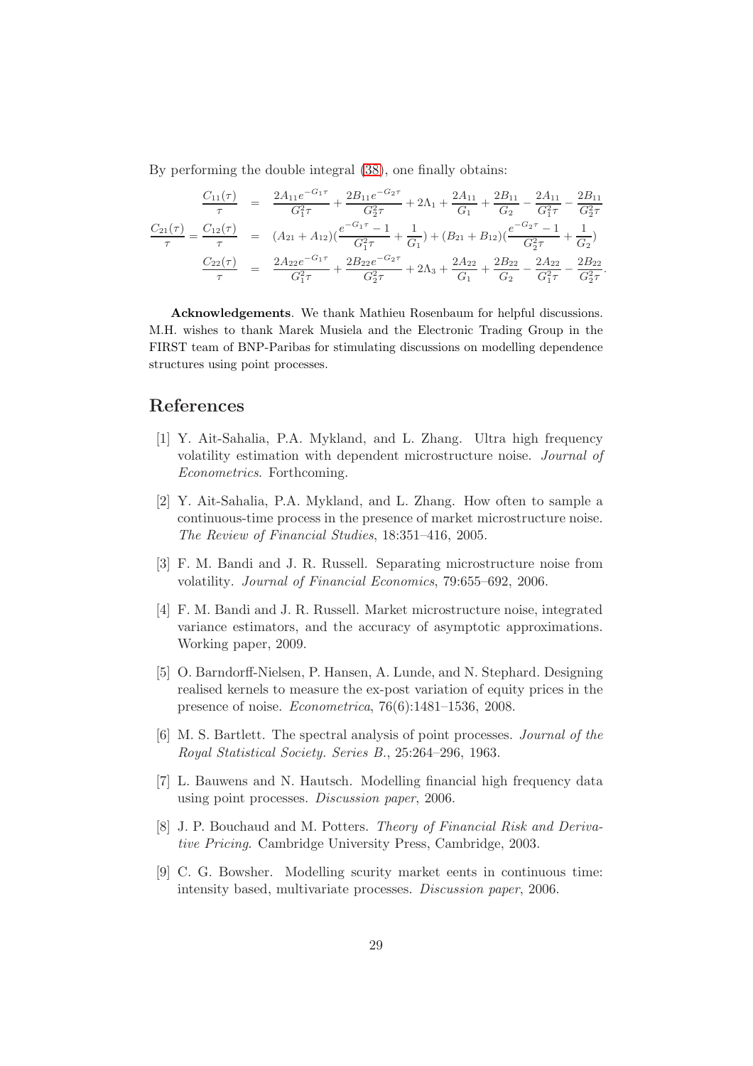By performing the double integral (38), one finally obtains:

$$
\begin{aligned}
\frac{C_{11}(\tau)}{\tau} &= \frac{2A_{11}e^{-G_1\tau}}{G_1^2\tau} + \frac{2B_{11}e^{-G_2\tau}}{G_2^2\tau} + 2\Lambda_1 + \frac{2A_{11}}{G_1} + \frac{2B_{11}}{G_2} - \frac{2A_{11}}{G_1^2\tau} - \frac{2B_{11}}{G_2^2\tau} \\
\frac{C_{21}(\tau)}{\tau} = \frac{C_{12}(\tau)}{\tau} &= (A_{21} + A_{12})(\frac{e^{-G_1\tau}-1}{G_1^2\tau} + \frac{1}{G_1}) + (B_{21} + B_{12})(\frac{e^{-G_2\tau}-1}{G_2^2\tau} + \frac{1}{G_2}) \\
\frac{C_{22}(\tau)}{\tau} &= \frac{2A_{22}e^{-G_1\tau}}{G_1^2\tau} + \frac{2B_{22}e^{-G_2\tau}}{G_2^2\tau} + 2\Lambda_3 + \frac{2A_{22}}{G_1} + \frac{2B_{22}}{G_2} - \frac{2A_{22}}{G_1^2\tau} - \frac{2B_{22}}{G_2^2\tau}.
\end{aligned}
$$

**Acknowledgements**. We thank Mathieu Rosenbaum for helpful discussions. M.H. wishes to thank Marek Musiela and the Electronic Trading Group in the FIRST team of BNP-Paribas for stimulating discussions on modelling dependence structures using point processes.

## References

[1] Y. Ait-Sahalia, P.A. Mykland, and L. Zhang. Ultra high frequency volatility estimation with dependent microstructure noise. *Journal of Econometrics*. Forthcoming.

[2] Y. Ait-Sahalia, P.A. Mykland, and L. Zhang. How often to sample a continuous-time process in the presence of market microstructure noise. *The Review of Financial Studies*, 18:351–416, 2005.

[3] F. M. Bandi and J. R. Russell. Separating microstructure noise from volatility. *Journal of Financial Economics*, 79:655–692, 2006.

[4] F. M. Bandi and J. R. Russell. Market microstructure noise, integrated variance estimators, and the accuracy of asymptotic approximations. Working paper, 2009.

[5] O. Barndorff-Nielsen, P. Hansen, A. Lunde, and N. Stephard. Designing realised kernels to measure the ex-post variation of equity prices in the presence of noise. *Econometrica*, 76(6):1481–1536, 2008.

[6] M. S. Bartlett. The spectral analysis of point processes. *Journal of the Royal Statistical Society. Series B.*, 25:264–296, 1963.

[7] L. Bauwens and N. Hautsch. Modelling financial high frequency data using point processes. *Discussion paper*, 2006.

[8] J. P. Bouchaud and M. Potters. *Theory of Financial Risk and Derivative Pricing*. Cambridge University Press, Cambridge, 2003.

[9] C. G. Bowsher. Modelling scurity market eents in continuous time: intensity based, multivariate processes. *Discussion paper*, 2006.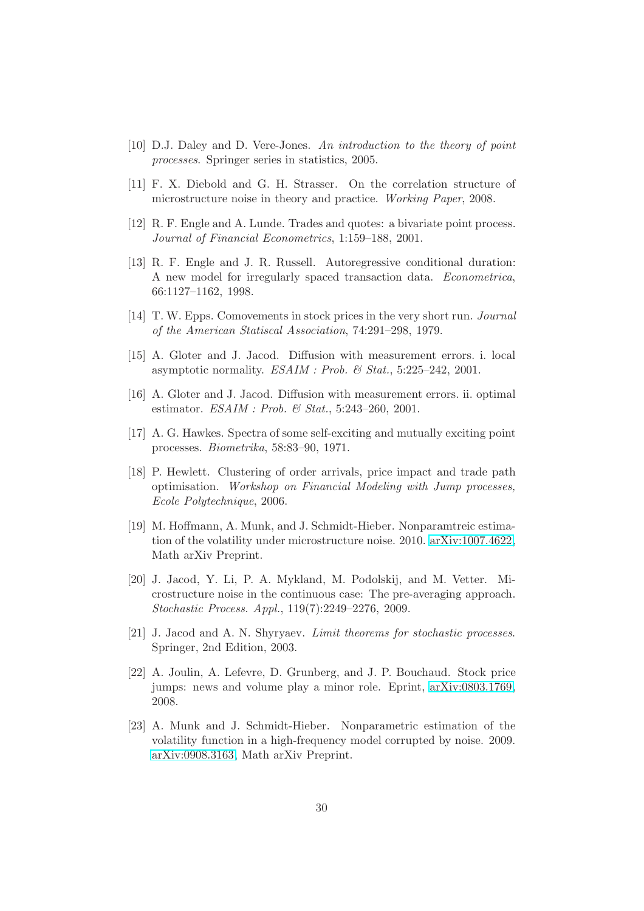[10] D.J. Daley and D. Vere-Jones. *An introduction to the theory of point processes*. Springer series in statistics, 2005.

[11] F. X. Diebold and G. H. Strasser. On the correlation structure of microstructure noise in theory and practice. *Working Paper*, 2008.

[12] R. F. Engle and A. Lunde. Trades and quotes: a bivariate point process. *Journal of Financial Econometrics*, 1:159–188, 2001.

[13] R. F. Engle and J. R. Russell. Autoregressive conditional duration: A new model for irregularly spaced transaction data. *Econometrica*, 66:1127–1162, 1998.

[14] T. W. Epps. Comovements in stock prices in the very short run. *Journal of the American Statiscal Association*, 74:291–298, 1979.

[15] A. Gloter and J. Jacod. Diffusion with measurement errors. i. local asymptotic normality. *ESAIM : Prob. & Stat.*, 5:225–242, 2001.

[16] A. Gloter and J. Jacod. Diffusion with measurement errors. ii. optimal estimator. *ESAIM : Prob. & Stat.*, 5:243–260, 2001.

[17] A. G. Hawkes. Spectra of some self-exciting and mutually exciting point processes. *Biometrika*, 58:83–90, 1971.

[18] P. Hewlett. Clustering of order arrivals, price impact and trade path optimisation. *Workshop on Financial Modeling with Jump processes, Ecole Polytechnique*, 2006.

[19] M. Hoffmann, A. Munk, and J. Schmidt-Hieber. Nonparamtreic estimation of the volatility under microstructure noise. 2010. arXiv:1007.4622, Math arXiv Preprint.

[20] J. Jacod, Y. Li, P. A. Mykland, M. Podolskij, and M. Vetter. Microstructure noise in the continuous case: The pre-averaging approach. *Stochastic Process. Appl.*, 119(7):2249–2276, 2009.

[21] J. Jacod and A. N. Shyryaev. *Limit theorems for stochastic processes*. Springer, 2nd Edition, 2003.

[22] A. Joulin, A. Lefevre, D. Grunberg, and J. P. Bouchaud. Stock price jumps: news and volume play a minor role. Eprint, arXiv:0803.1769, 2008.

[23] A. Munk and J. Schmidt-Hieber. Nonparametric estimation of the volatility function in a high-frequency model corrupted by noise. 2009. arXiv:0908.3163, Math arXiv Preprint.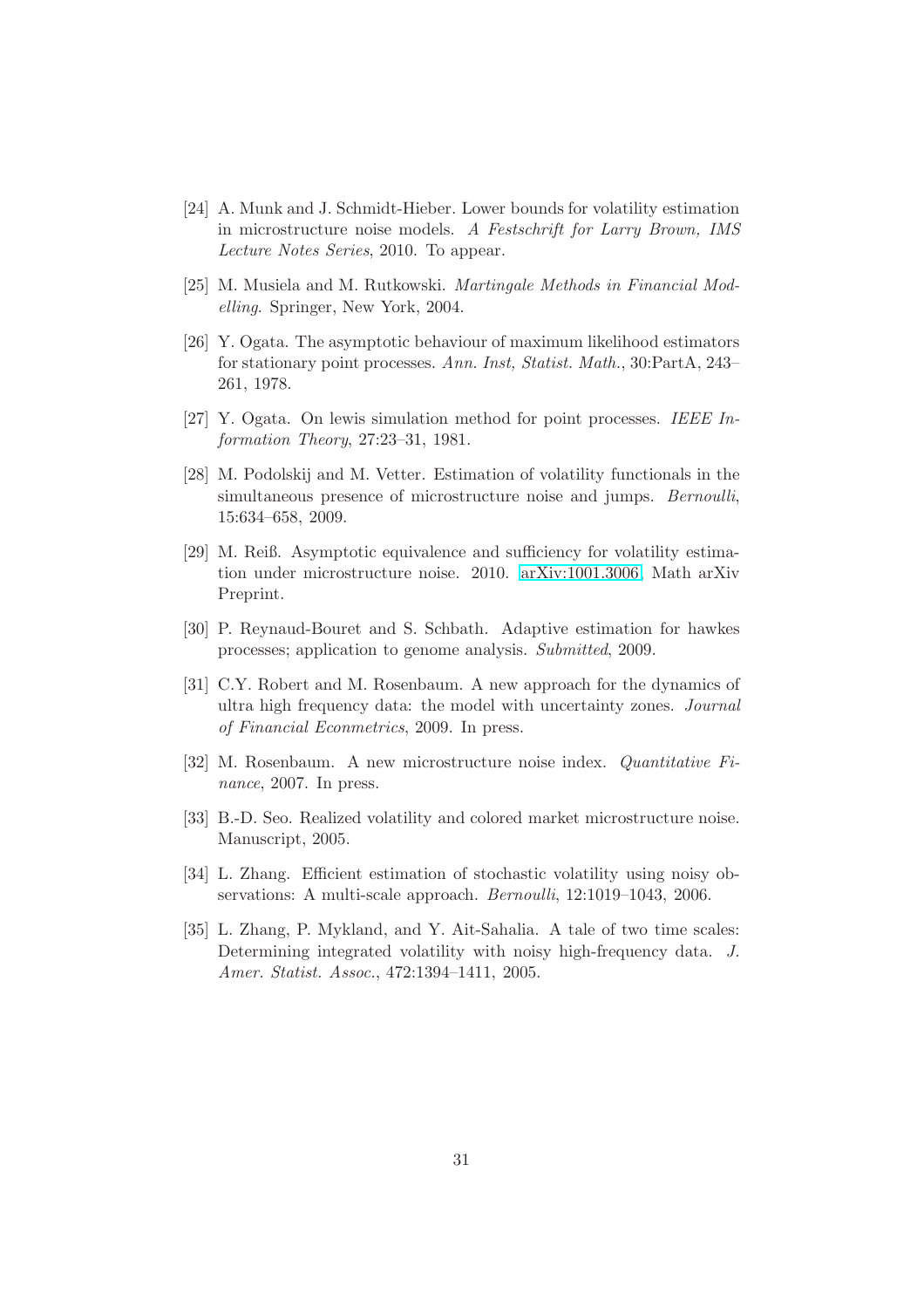[24] A. Munk and J. Schmidt-Hieber. Lower bounds for volatility estimation in microstructure noise models. *A Festschrift for Larry Brown, IMS Lecture Notes Series*, 2010. To appear.

[25] M. Musiela and M. Rutkowski. *Martingale Methods in Financial Modelling*. Springer, New York, 2004.

[26] Y. Ogata. The asymptotic behaviour of maximum likelihood estimators for stationary point processes. *Ann. Inst, Statist. Math.*, 30:PartA, 243–261, 1978.

[27] Y. Ogata. On lewis simulation method for point processes. *IEEE Information Theory*, 27:23–31, 1981.

[28] M. Podolskij and M. Vetter. Estimation of volatility functionals in the simultaneous presence of microstructure noise and jumps. *Bernoulli*, 15:634–658, 2009.

[29] M. Reiß. Asymptotic equivalence and sufficiency for volatility estimation under microstructure noise. 2010. arXiv:1001.3006. Math arXiv Preprint.

[30] P. Reynaud-Bouret and S. Schbath. Adaptive estimation for hawkes processes; application to genome analysis. *Submitted*, 2009.

[31] C.Y. Robert and M. Rosenbaum. A new approach for the dynamics of ultra high frequency data: the model with uncertainty zones. *Journal of Financial Econmetrics*, 2009. In press.

[32] M. Rosenbaum. A new microstructure noise index. *Quantitative Finance*, 2007. In press.

[33] B.-D. Seo. Realized volatility and colored market microstructure noise. Manuscript, 2005.

[34] L. Zhang. Efficient estimation of stochastic volatility using noisy observations: A multi-scale approach. *Bernoulli*, 12:1019–1043, 2006.

[35] L. Zhang, P. Mykland, and Y. Ait-Sahalia. A tale of two time scales: Determining integrated volatility with noisy high-frequency data. *J. Amer. Statist. Assoc.*, 472:1394–1411, 2005.